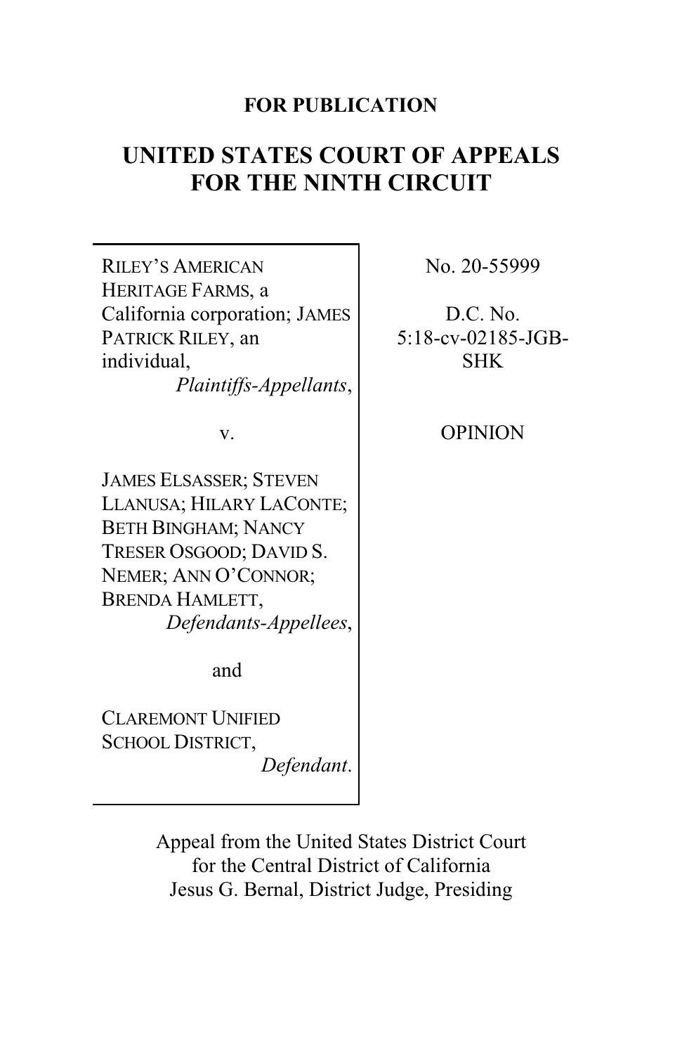**FOR PUBLICATION**

# UNITED STATES COURT OF APPEALS FOR THE NINTH CIRCUIT

| | |
|---|---|
| RILEY'S AMERICAN HERITAGE FARMS, a California corporation; JAMES PATRICK RILEY, an individual, *Plaintiffs-Appellants*,<br><br>v.<br><br>JAMES ELSASSER; STEVEN LLANUSA; HILARY LACONTE; BETH BINGHAM; NANCY TRESER OSGOOD; DAVID S. NEMER; ANN O'CONNOR; BRENDA HAMLETT, *Defendants-Appellees*,<br><br>and<br><br>CLAREMONT UNIFIED SCHOOL DISTRICT, *Defendant*. | No. 20-55999<br><br>D.C. No. 5:18-cv-02185-JGB-SHK<br><br>OPINION |

Appeal from the United States District Court for the Central District of California
Jesus G. Bernal, District Judge, Presiding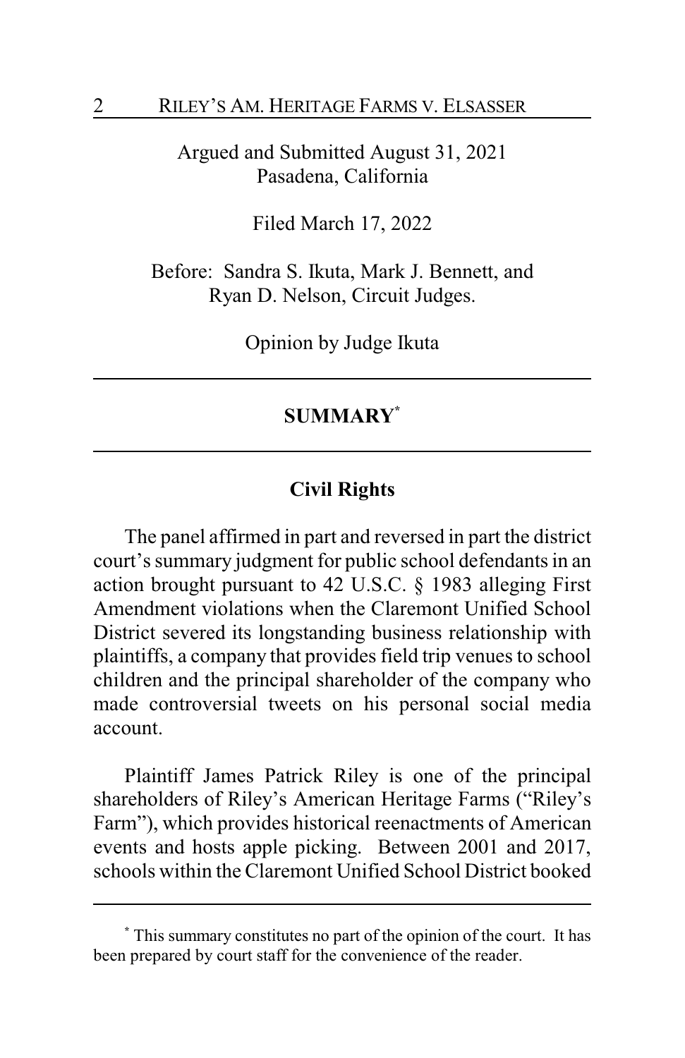Argued and Submitted August 31, 2021
Pasadena, California

Filed March 17, 2022

Before: Sandra S. Ikuta, Mark J. Bennett, and
Ryan D. Nelson, Circuit Judges.

Opinion by Judge Ikuta

---

## SUMMARY[*]

---

### Civil Rights

The panel affirmed in part and reversed in part the district court's summary judgment for public school defendants in an action brought pursuant to 42 U.S.C. § 1983 alleging First Amendment violations when the Claremont Unified School District severed its longstanding business relationship with plaintiffs, a company that provides field trip venues to school children and the principal shareholder of the company who made controversial tweets on his personal social media account.

Plaintiff James Patrick Riley is one of the principal shareholders of Riley's American Heritage Farms ("Riley's Farm"), which provides historical reenactments of American events and hosts apple picking. Between 2001 and 2017, schools within the Claremont Unified School District booked

---

[*] This summary constitutes no part of the opinion of the court. It has been prepared by court staff for the convenience of the reader.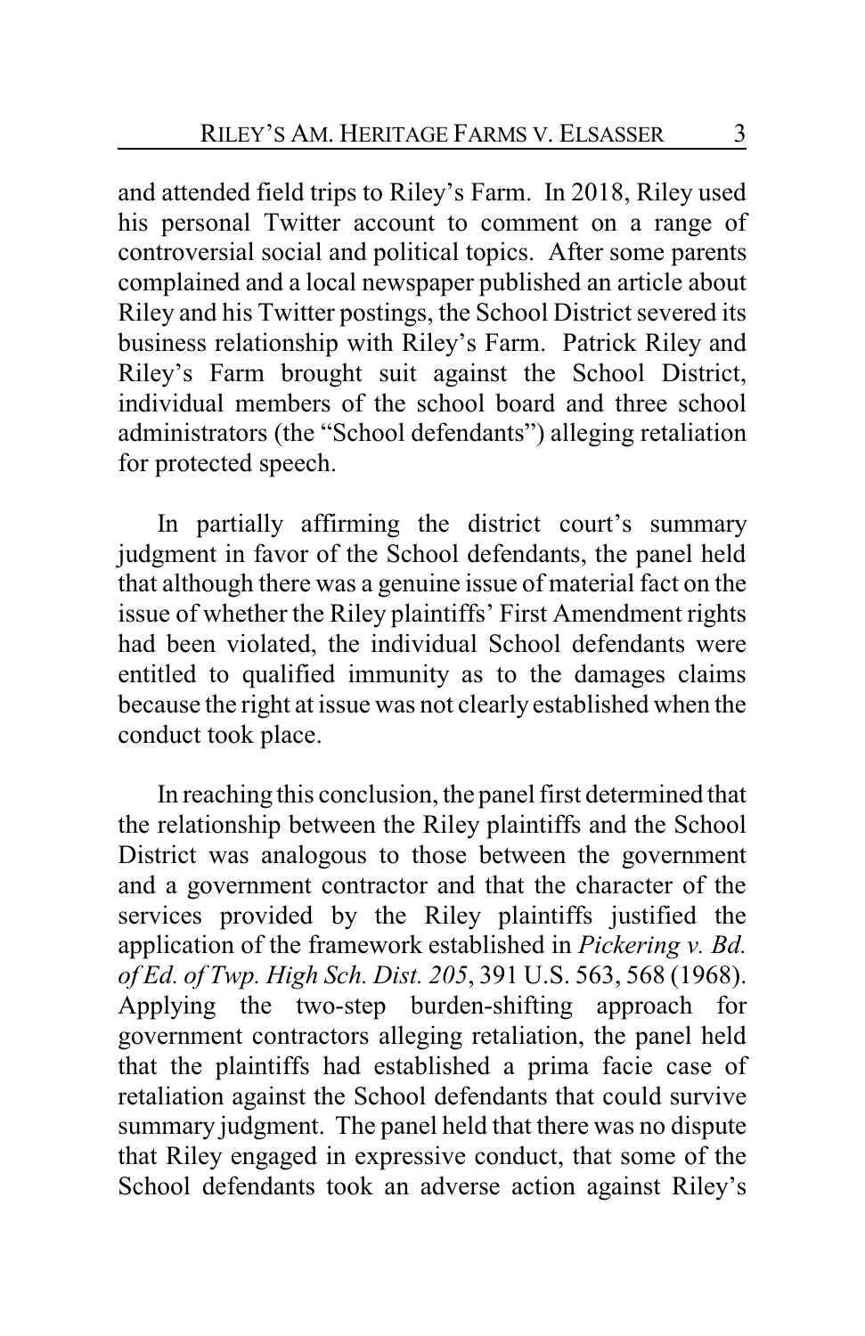and attended field trips to Riley's Farm. In 2018, Riley used his personal Twitter account to comment on a range of controversial social and political topics. After some parents complained and a local newspaper published an article about Riley and his Twitter postings, the School District severed its business relationship with Riley's Farm. Patrick Riley and Riley's Farm brought suit against the School District, individual members of the school board and three school administrators (the "School defendants") alleging retaliation for protected speech.

In partially affirming the district court's summary judgment in favor of the School defendants, the panel held that although there was a genuine issue of material fact on the issue of whether the Riley plaintiffs' First Amendment rights had been violated, the individual School defendants were entitled to qualified immunity as to the damages claims because the right at issue was not clearly established when the conduct took place.

In reaching this conclusion, the panel first determined that the relationship between the Riley plaintiffs and the School District was analogous to those between the government and a government contractor and that the character of the services provided by the Riley plaintiffs justified the application of the framework established in *Pickering v. Bd. of Ed. of Twp. High Sch. Dist. 205*, 391 U.S. 563, 568 (1968). Applying the two-step burden-shifting approach for government contractors alleging retaliation, the panel held that the plaintiffs had established a prima facie case of retaliation against the School defendants that could survive summary judgment. The panel held that there was no dispute that Riley engaged in expressive conduct, that some of the School defendants took an adverse action against Riley's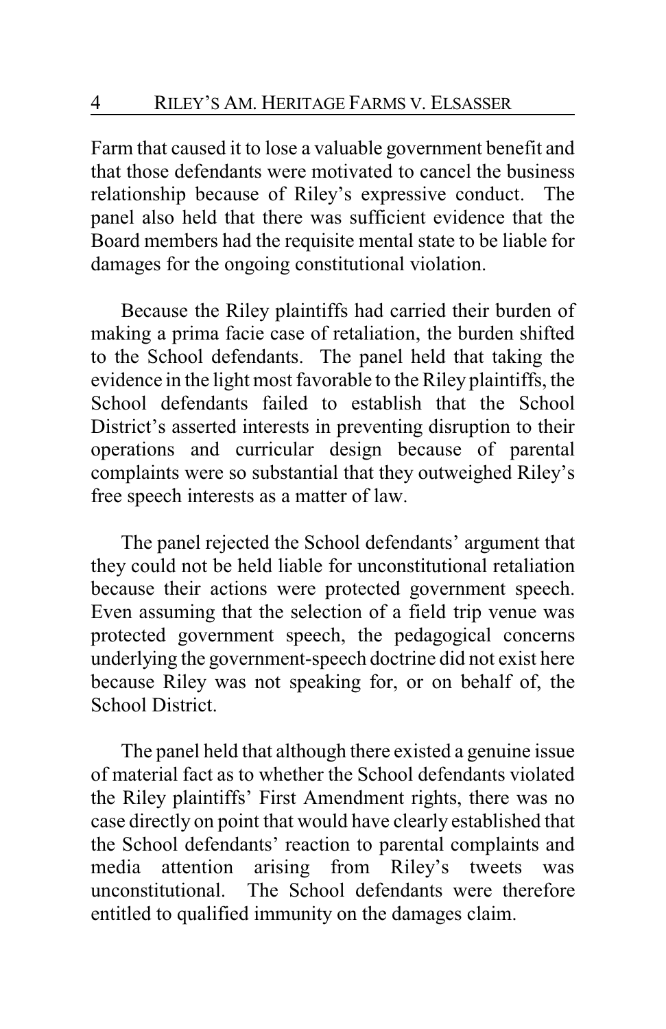Farm that caused it to lose a valuable government benefit and that those defendants were motivated to cancel the business relationship because of Riley's expressive conduct. The panel also held that there was sufficient evidence that the Board members had the requisite mental state to be liable for damages for the ongoing constitutional violation.

Because the Riley plaintiffs had carried their burden of making a prima facie case of retaliation, the burden shifted to the School defendants. The panel held that taking the evidence in the light most favorable to the Riley plaintiffs, the School defendants failed to establish that the School District's asserted interests in preventing disruption to their operations and curricular design because of parental complaints were so substantial that they outweighed Riley's free speech interests as a matter of law.

The panel rejected the School defendants' argument that they could not be held liable for unconstitutional retaliation because their actions were protected government speech. Even assuming that the selection of a field trip venue was protected government speech, the pedagogical concerns underlying the government-speech doctrine did not exist here because Riley was not speaking for, or on behalf of, the School District.

The panel held that although there existed a genuine issue of material fact as to whether the School defendants violated the Riley plaintiffs' First Amendment rights, there was no case directly on point that would have clearly established that the School defendants' reaction to parental complaints and media attention arising from Riley's tweets was unconstitutional. The School defendants were therefore entitled to qualified immunity on the damages claim.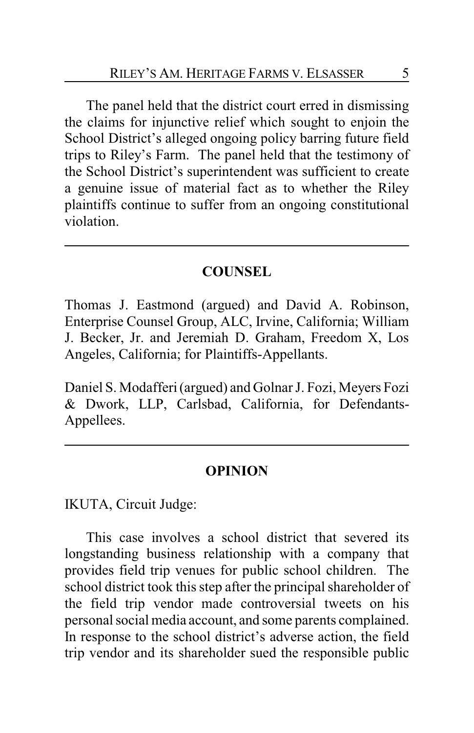The panel held that the district court erred in dismissing the claims for injunctive relief which sought to enjoin the School District's alleged ongoing policy barring future field trips to Riley's Farm. The panel held that the testimony of the School District's superintendent was sufficient to create a genuine issue of material fact as to whether the Riley plaintiffs continue to suffer from an ongoing constitutional violation.

---

## COUNSEL

Thomas J. Eastmond (argued) and David A. Robinson, Enterprise Counsel Group, ALC, Irvine, California; William J. Becker, Jr. and Jeremiah D. Graham, Freedom X, Los Angeles, California; for Plaintiffs-Appellants.

Daniel S. Modafferi (argued) and Golnar J. Fozi, Meyers Fozi & Dwork, LLP, Carlsbad, California, for Defendants-Appellees.

---

## OPINION

IKUTA, Circuit Judge:

This case involves a school district that severed its longstanding business relationship with a company that provides field trip venues for public school children. The school district took this step after the principal shareholder of the field trip vendor made controversial tweets on his personal social media account, and some parents complained. In response to the school district's adverse action, the field trip vendor and its shareholder sued the responsible public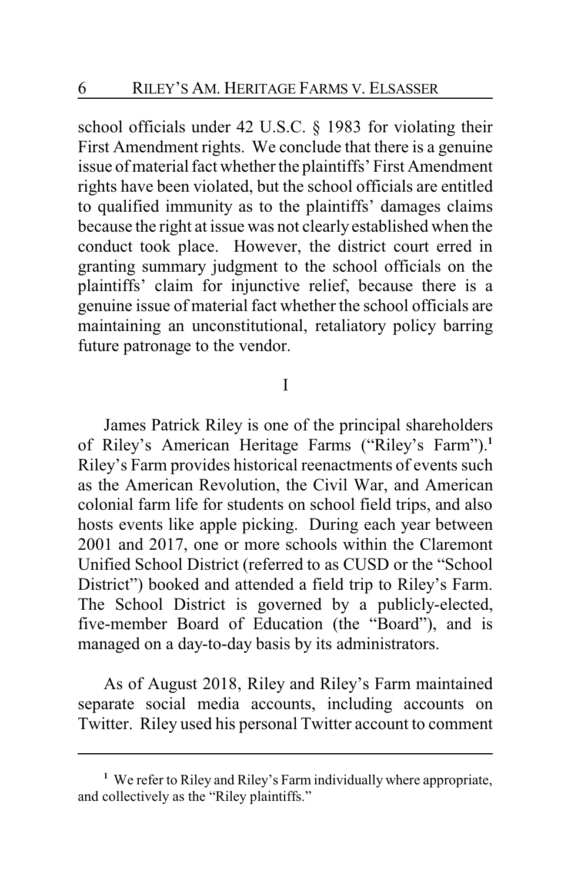school officials under 42 U.S.C. § 1983 for violating their First Amendment rights. We conclude that there is a genuine issue of material fact whether the plaintiffs' First Amendment rights have been violated, but the school officials are entitled to qualified immunity as to the plaintiffs' damages claims because the right at issue was not clearly established when the conduct took place. However, the district court erred in granting summary judgment to the school officials on the plaintiffs' claim for injunctive relief, because there is a genuine issue of material fact whether the school officials are maintaining an unconstitutional, retaliatory policy barring future patronage to the vendor.

# I

James Patrick Riley is one of the principal shareholders of Riley's American Heritage Farms ("Riley's Farm").[1] Riley's Farm provides historical reenactments of events such as the American Revolution, the Civil War, and American colonial farm life for students on school field trips, and also hosts events like apple picking. During each year between 2001 and 2017, one or more schools within the Claremont Unified School District (referred to as CUSD or the "School District") booked and attended a field trip to Riley's Farm. The School District is governed by a publicly-elected, five-member Board of Education (the "Board"), and is managed on a day-to-day basis by its administrators.

As of August 2018, Riley and Riley's Farm maintained separate social media accounts, including accounts on Twitter. Riley used his personal Twitter account to comment

---

[1] We refer to Riley and Riley's Farm individually where appropriate, and collectively as the "Riley plaintiffs."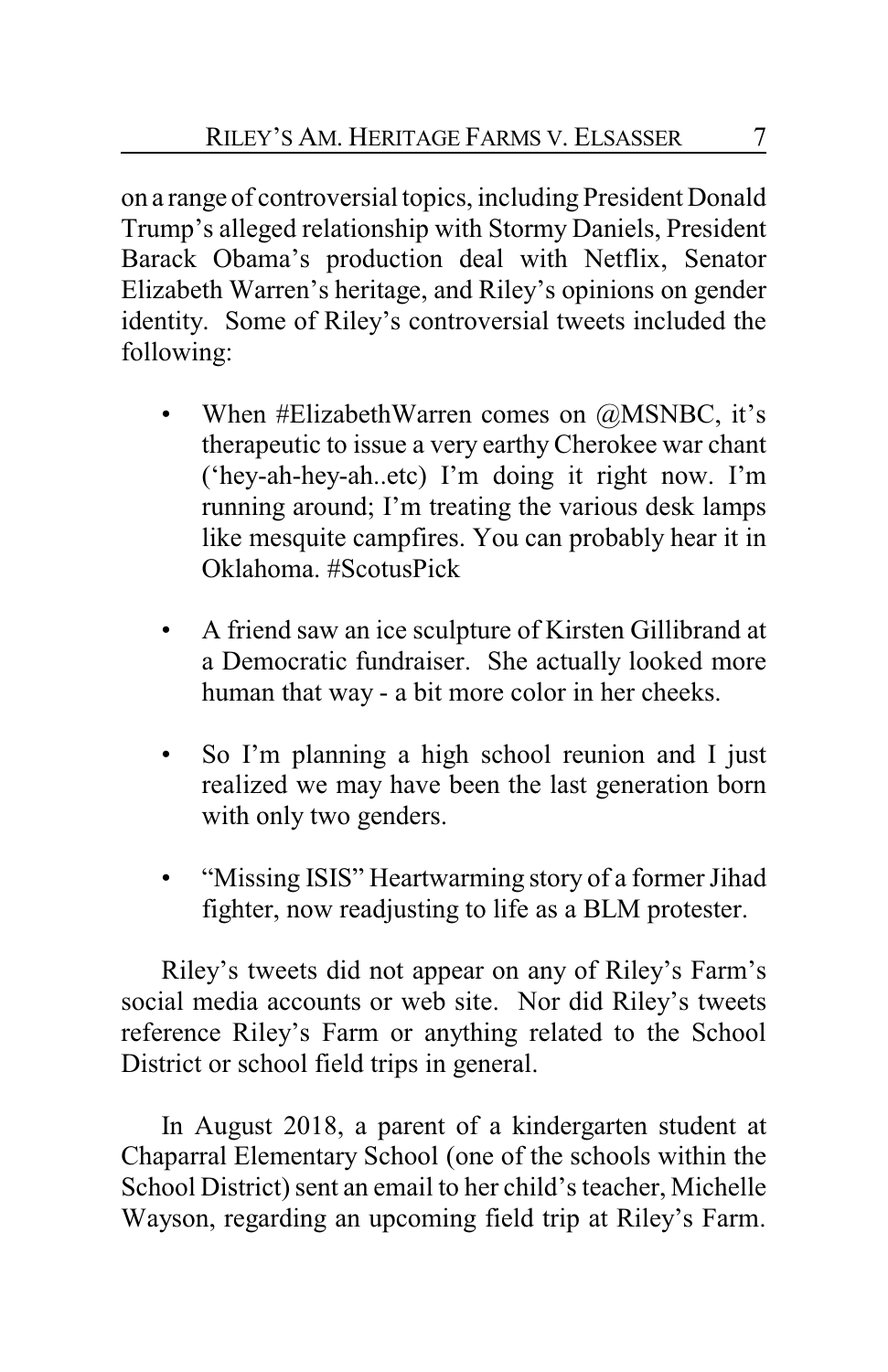on a range of controversial topics, including President Donald Trump's alleged relationship with Stormy Daniels, President Barack Obama's production deal with Netflix, Senator Elizabeth Warren's heritage, and Riley's opinions on gender identity. Some of Riley's controversial tweets included the following:

- When #ElizabethWarren comes on @MSNBC, it's therapeutic to issue a very earthy Cherokee war chant ('hey-ah-hey-ah..etc) I'm doing it right now. I'm running around; I'm treating the various desk lamps like mesquite campfires. You can probably hear it in Oklahoma. #ScotusPick

- A friend saw an ice sculpture of Kirsten Gillibrand at a Democratic fundraiser. She actually looked more human that way - a bit more color in her cheeks.

- So I'm planning a high school reunion and I just realized we may have been the last generation born with only two genders.

- "Missing ISIS" Heartwarming story of a former Jihad fighter, now readjusting to life as a BLM protester.

Riley's tweets did not appear on any of Riley's Farm's social media accounts or web site. Nor did Riley's tweets reference Riley's Farm or anything related to the School District or school field trips in general.

In August 2018, a parent of a kindergarten student at Chaparral Elementary School (one of the schools within the School District) sent an email to her child's teacher, Michelle Wayson, regarding an upcoming field trip at Riley's Farm.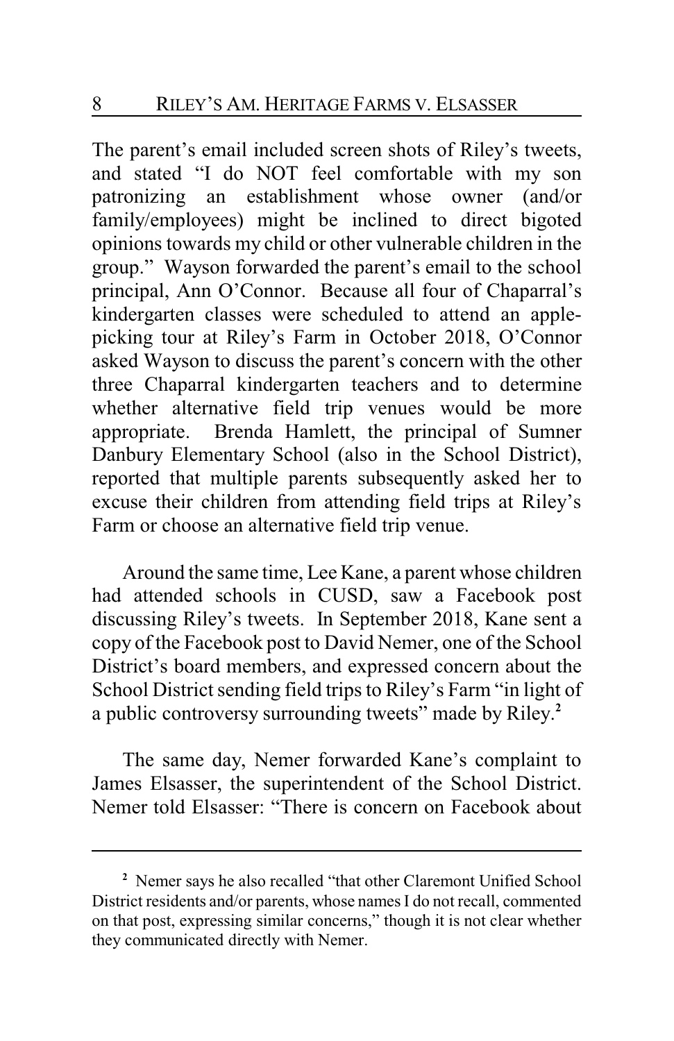The parent's email included screen shots of Riley's tweets, and stated "I do NOT feel comfortable with my son patronizing an establishment whose owner (and/or family/employees) might be inclined to direct bigoted opinions towards my child or other vulnerable children in the group." Wayson forwarded the parent's email to the school principal, Ann O'Connor. Because all four of Chaparral's kindergarten classes were scheduled to attend an apple-picking tour at Riley's Farm in October 2018, O'Connor asked Wayson to discuss the parent's concern with the other three Chaparral kindergarten teachers and to determine whether alternative field trip venues would be more appropriate. Brenda Hamlett, the principal of Sumner Danbury Elementary School (also in the School District), reported that multiple parents subsequently asked her to excuse their children from attending field trips at Riley's Farm or choose an alternative field trip venue.

Around the same time, Lee Kane, a parent whose children had attended schools in CUSD, saw a Facebook post discussing Riley's tweets. In September 2018, Kane sent a copy of the Facebook post to David Nemer, one of the School District's board members, and expressed concern about the School District sending field trips to Riley's Farm "in light of a public controversy surrounding tweets" made by Riley.[2]

The same day, Nemer forwarded Kane's complaint to James Elsasser, the superintendent of the School District. Nemer told Elsasser: "There is concern on Facebook about

[2] Nemer says he also recalled "that other Claremont Unified School District residents and/or parents, whose names I do not recall, commented on that post, expressing similar concerns," though it is not clear whether they communicated directly with Nemer.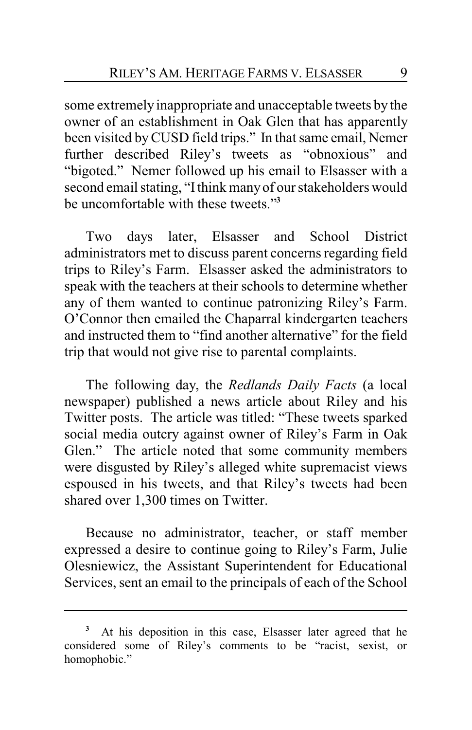some extremely inappropriate and unacceptable tweets by the owner of an establishment in Oak Glen that has apparently been visited by CUSD field trips." In that same email, Nemer further described Riley's tweets as "obnoxious" and "bigoted." Nemer followed up his email to Elsasser with a second email stating, "I think many of our stakeholders would be uncomfortable with these tweets."[3]

Two days later, Elsasser and School District administrators met to discuss parent concerns regarding field trips to Riley's Farm. Elsasser asked the administrators to speak with the teachers at their schools to determine whether any of them wanted to continue patronizing Riley's Farm. O'Connor then emailed the Chaparral kindergarten teachers and instructed them to "find another alternative" for the field trip that would not give rise to parental complaints.

The following day, the *Redlands Daily Facts* (a local newspaper) published a news article about Riley and his Twitter posts. The article was titled: "These tweets sparked social media outcry against owner of Riley's Farm in Oak Glen." The article noted that some community members were disgusted by Riley's alleged white supremacist views espoused in his tweets, and that Riley's tweets had been shared over 1,300 times on Twitter.

Because no administrator, teacher, or staff member expressed a desire to continue going to Riley's Farm, Julie Olesniewicz, the Assistant Superintendent for Educational Services, sent an email to the principals of each of the School

---

[3] At his deposition in this case, Elsasser later agreed that he considered some of Riley's comments to be "racist, sexist, or homophobic."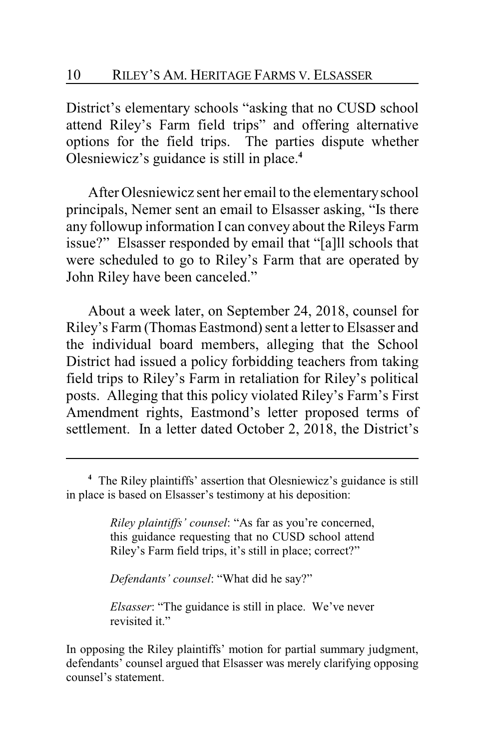District's elementary schools "asking that no CUSD school attend Riley's Farm field trips" and offering alternative options for the field trips. The parties dispute whether Olesniewicz's guidance is still in place.[4]

After Olesniewicz sent her email to the elementary school principals, Nemer sent an email to Elsasser asking, "Is there any followup information I can convey about the Rileys Farm issue?" Elsasser responded by email that "[a]ll schools that were scheduled to go to Riley's Farm that are operated by John Riley have been canceled."

About a week later, on September 24, 2018, counsel for Riley's Farm (Thomas Eastmond) sent a letter to Elsasser and the individual board members, alleging that the School District had issued a policy forbidding teachers from taking field trips to Riley's Farm in retaliation for Riley's political posts. Alleging that this policy violated Riley's Farm's First Amendment rights, Eastmond's letter proposed terms of settlement. In a letter dated October 2, 2018, the District's

---

[4] The Riley plaintiffs' assertion that Olesniewicz's guidance is still in place is based on Elsasser's testimony at his deposition:

> *Riley plaintiffs' counsel*: "As far as you're concerned, this guidance requesting that no CUSD school attend Riley's Farm field trips, it's still in place; correct?"
>
> *Defendants' counsel*: "What did he say?"
>
> *Elsasser*: "The guidance is still in place. We've never revisited it."

In opposing the Riley plaintiffs' motion for partial summary judgment, defendants' counsel argued that Elsasser was merely clarifying opposing counsel's statement.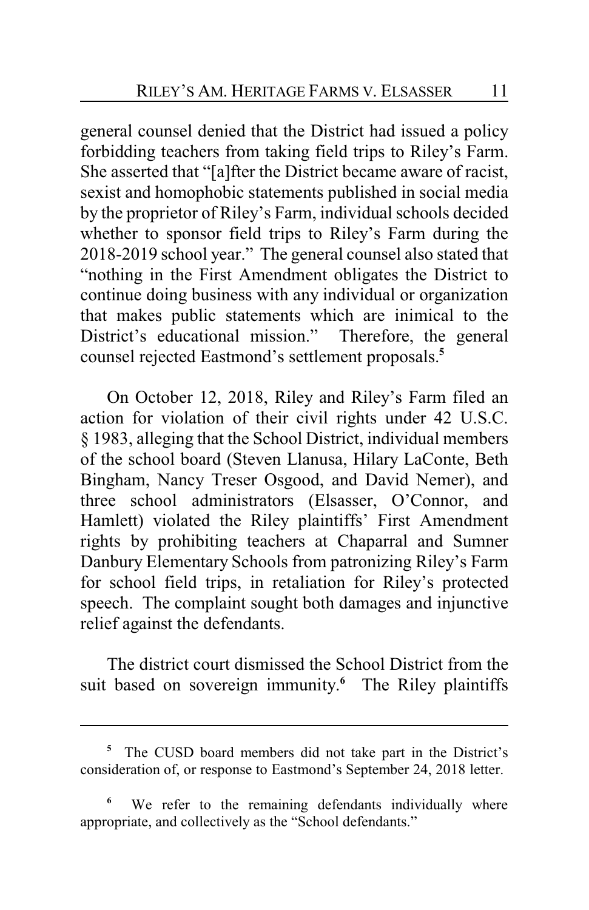general counsel denied that the District had issued a policy forbidding teachers from taking field trips to Riley's Farm. She asserted that "[a]fter the District became aware of racist, sexist and homophobic statements published in social media by the proprietor of Riley's Farm, individual schools decided whether to sponsor field trips to Riley's Farm during the 2018-2019 school year." The general counsel also stated that "nothing in the First Amendment obligates the District to continue doing business with any individual or organization that makes public statements which are inimical to the District's educational mission." Therefore, the general counsel rejected Eastmond's settlement proposals.[5]

On October 12, 2018, Riley and Riley's Farm filed an action for violation of their civil rights under 42 U.S.C. § 1983, alleging that the School District, individual members of the school board (Steven Llanusa, Hilary LaConte, Beth Bingham, Nancy Treser Osgood, and David Nemer), and three school administrators (Elsasser, O'Connor, and Hamlett) violated the Riley plaintiffs' First Amendment rights by prohibiting teachers at Chaparral and Sumner Danbury Elementary Schools from patronizing Riley's Farm for school field trips, in retaliation for Riley's protected speech. The complaint sought both damages and injunctive relief against the defendants.

The district court dismissed the School District from the suit based on sovereign immunity.[6] The Riley plaintiffs

---

[5] The CUSD board members did not take part in the District's consideration of, or response to Eastmond's September 24, 2018 letter.

[6] We refer to the remaining defendants individually where appropriate, and collectively as the "School defendants."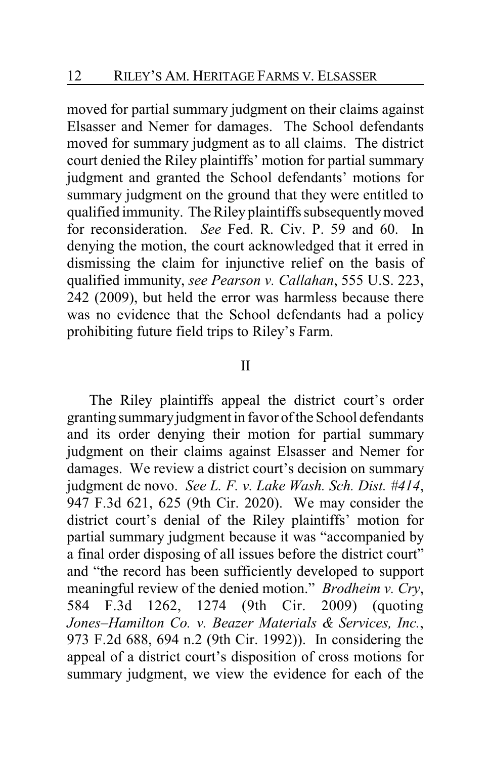moved for partial summary judgment on their claims against Elsasser and Nemer for damages. The School defendants moved for summary judgment as to all claims. The district court denied the Riley plaintiffs' motion for partial summary judgment and granted the School defendants' motions for summary judgment on the ground that they were entitled to qualified immunity. The Riley plaintiffs subsequently moved for reconsideration. *See* Fed. R. Civ. P. 59 and 60. In denying the motion, the court acknowledged that it erred in dismissing the claim for injunctive relief on the basis of qualified immunity, *see Pearson v. Callahan*, 555 U.S. 223, 242 (2009), but held the error was harmless because there was no evidence that the School defendants had a policy prohibiting future field trips to Riley's Farm.

## II

The Riley plaintiffs appeal the district court's order granting summary judgment in favor of the School defendants and its order denying their motion for partial summary judgment on their claims against Elsasser and Nemer for damages. We review a district court's decision on summary judgment de novo. *See L. F. v. Lake Wash. Sch. Dist. #414*, 947 F.3d 621, 625 (9th Cir. 2020). We may consider the district court's denial of the Riley plaintiffs' motion for partial summary judgment because it was "accompanied by a final order disposing of all issues before the district court" and "the record has been sufficiently developed to support meaningful review of the denied motion." *Brodheim v. Cry*, 584 F.3d 1262, 1274 (9th Cir. 2009) (quoting *Jones–Hamilton Co. v. Beazer Materials & Services, Inc.*, 973 F.2d 688, 694 n.2 (9th Cir. 1992)). In considering the appeal of a district court's disposition of cross motions for summary judgment, we view the evidence for each of the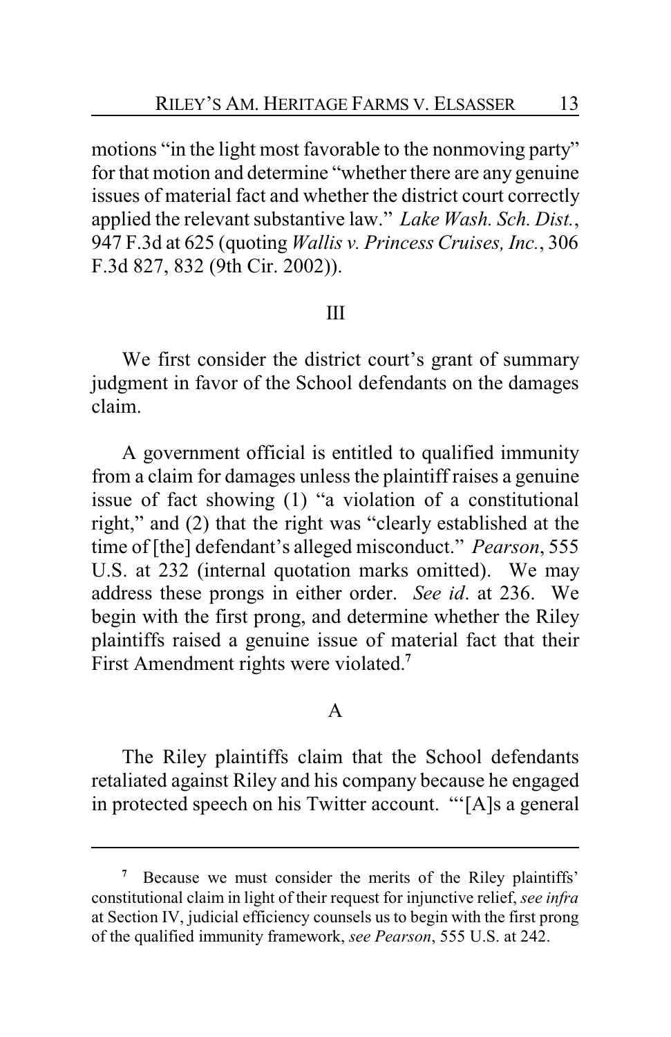motions "in the light most favorable to the nonmoving party" for that motion and determine "whether there are any genuine issues of material fact and whether the district court correctly applied the relevant substantive law." *Lake Wash. Sch. Dist.*, 947 F.3d at 625 (quoting *Wallis v. Princess Cruises, Inc.*, 306 F.3d 827, 832 (9th Cir. 2002)).

## III

We first consider the district court's grant of summary judgment in favor of the School defendants on the damages claim.

A government official is entitled to qualified immunity from a claim for damages unless the plaintiff raises a genuine issue of fact showing (1) "a violation of a constitutional right," and (2) that the right was "clearly established at the time of [the] defendant's alleged misconduct." *Pearson*, 555 U.S. at 232 (internal quotation marks omitted). We may address these prongs in either order. *See id*. at 236. We begin with the first prong, and determine whether the Riley plaintiffs raised a genuine issue of material fact that their First Amendment rights were violated.[7]

### A

The Riley plaintiffs claim that the School defendants retaliated against Riley and his company because he engaged in protected speech on his Twitter account. "'[A]s a general

---

[7] Because we must consider the merits of the Riley plaintiffs' constitutional claim in light of their request for injunctive relief, *see infra* at Section IV, judicial efficiency counsels us to begin with the first prong of the qualified immunity framework, *see Pearson*, 555 U.S. at 242.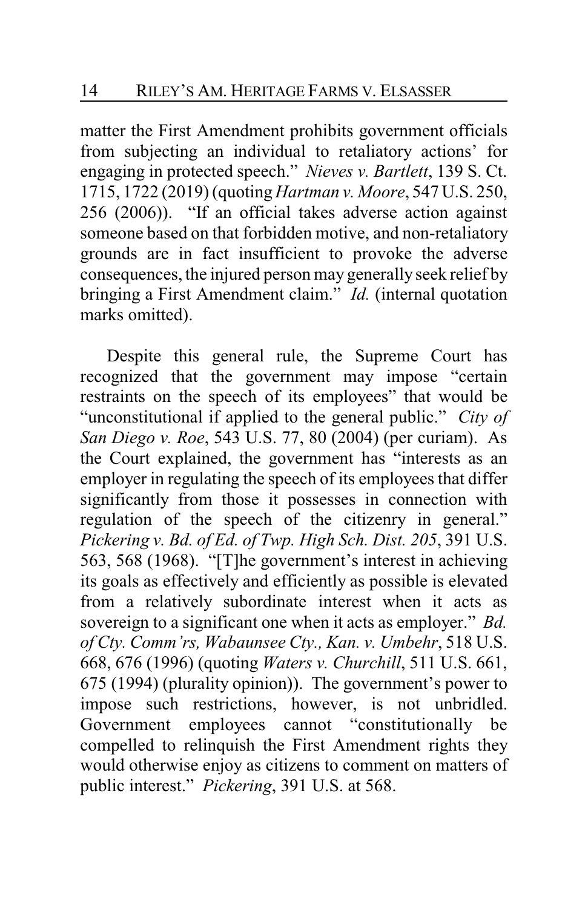matter the First Amendment prohibits government officials from subjecting an individual to retaliatory actions' for engaging in protected speech." *Nieves v. Bartlett*, 139 S. Ct. 1715, 1722 (2019) (quoting *Hartman v. Moore*, 547 U.S. 250, 256 (2006)). "If an official takes adverse action against someone based on that forbidden motive, and non-retaliatory grounds are in fact insufficient to provoke the adverse consequences, the injured person may generally seek relief by bringing a First Amendment claim." *Id.* (internal quotation marks omitted).

Despite this general rule, the Supreme Court has recognized that the government may impose "certain restraints on the speech of its employees" that would be "unconstitutional if applied to the general public." *City of San Diego v. Roe*, 543 U.S. 77, 80 (2004) (per curiam). As the Court explained, the government has "interests as an employer in regulating the speech of its employees that differ significantly from those it possesses in connection with regulation of the speech of the citizenry in general." *Pickering v. Bd. of Ed. of Twp. High Sch. Dist. 205*, 391 U.S. 563, 568 (1968). "[T]he government's interest in achieving its goals as effectively and efficiently as possible is elevated from a relatively subordinate interest when it acts as sovereign to a significant one when it acts as employer." *Bd. of Cty. Comm'rs, Wabaunsee Cty., Kan. v. Umbehr*, 518 U.S. 668, 676 (1996) (quoting *Waters v. Churchill*, 511 U.S. 661, 675 (1994) (plurality opinion)). The government's power to impose such restrictions, however, is not unbridled. Government employees cannot "constitutionally be compelled to relinquish the First Amendment rights they would otherwise enjoy as citizens to comment on matters of public interest." *Pickering*, 391 U.S. at 568.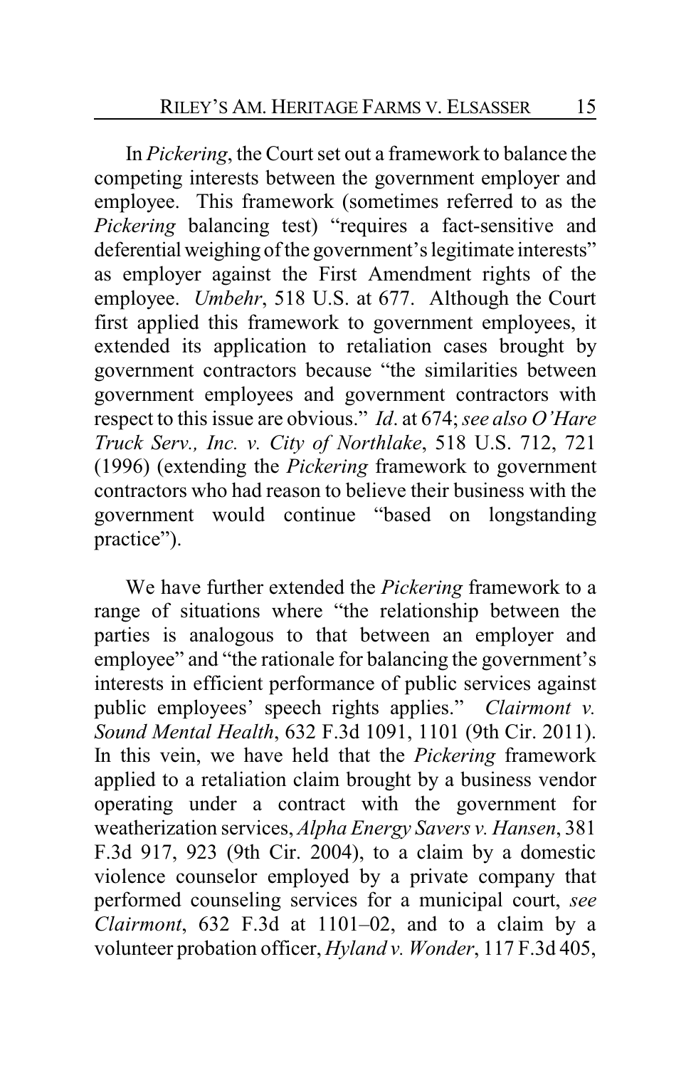In *Pickering*, the Court set out a framework to balance the competing interests between the government employer and employee. This framework (sometimes referred to as the *Pickering* balancing test) "requires a fact-sensitive and deferential weighing of the government's legitimate interests" as employer against the First Amendment rights of the employee. *Umbehr*, 518 U.S. at 677. Although the Court first applied this framework to government employees, it extended its application to retaliation cases brought by government contractors because "the similarities between government employees and government contractors with respect to this issue are obvious." *Id.* at 674; *see also O'Hare Truck Serv., Inc. v. City of Northlake*, 518 U.S. 712, 721 (1996) (extending the *Pickering* framework to government contractors who had reason to believe their business with the government would continue "based on longstanding practice").

We have further extended the *Pickering* framework to a range of situations where "the relationship between the parties is analogous to that between an employer and employee" and "the rationale for balancing the government's interests in efficient performance of public services against public employees' speech rights applies." *Clairmont v. Sound Mental Health*, 632 F.3d 1091, 1101 (9th Cir. 2011). In this vein, we have held that the *Pickering* framework applied to a retaliation claim brought by a business vendor operating under a contract with the government for weatherization services, *Alpha Energy Savers v. Hansen*, 381 F.3d 917, 923 (9th Cir. 2004), to a claim by a domestic violence counselor employed by a private company that performed counseling services for a municipal court, *see Clairmont*, 632 F.3d at 1101–02, and to a claim by a volunteer probation officer, *Hyland v. Wonder*, 117 F.3d 405,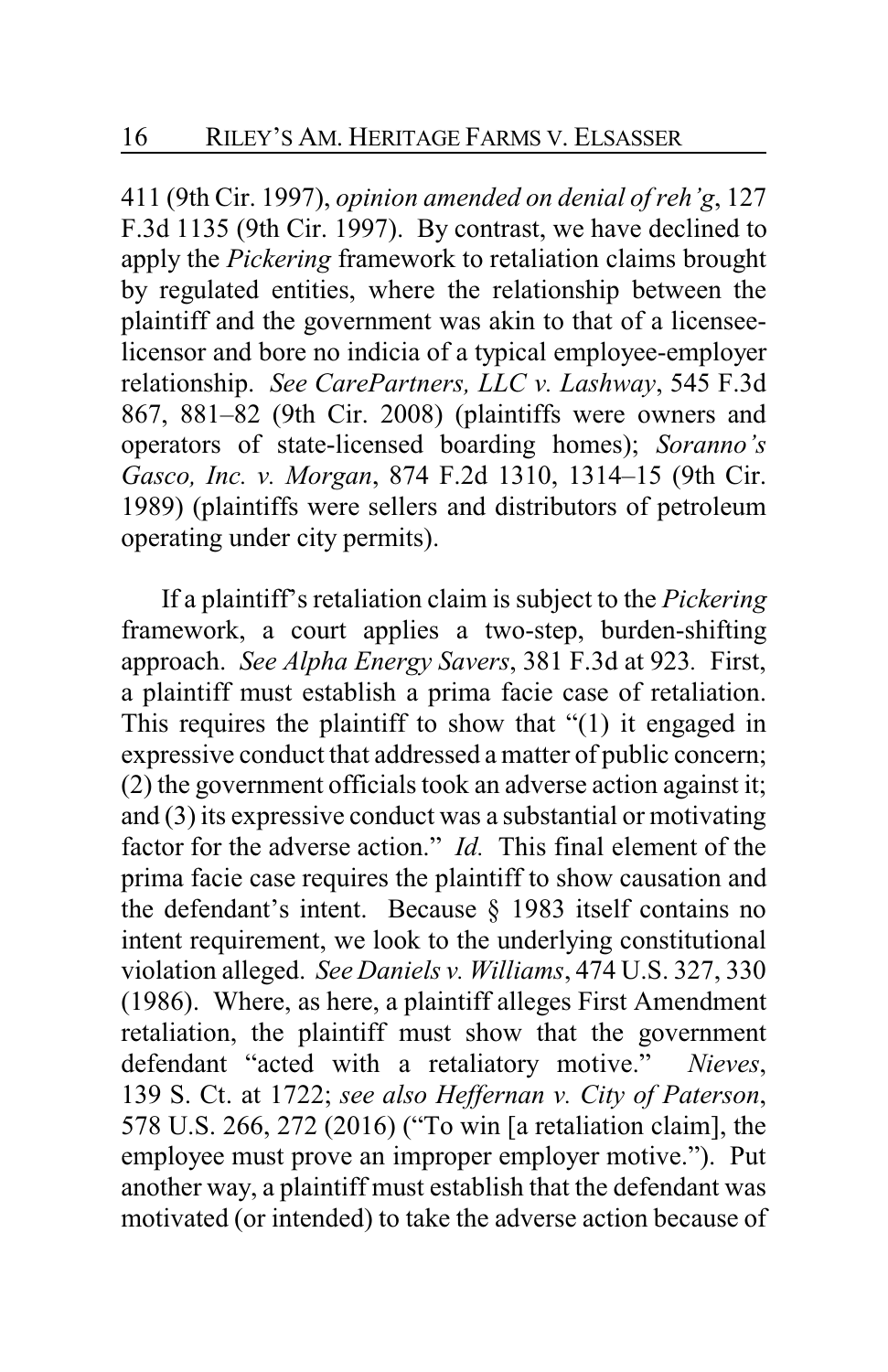411 (9th Cir. 1997), *opinion amended on denial of reh'g*, 127 F.3d 1135 (9th Cir. 1997). By contrast, we have declined to apply the *Pickering* framework to retaliation claims brought by regulated entities, where the relationship between the plaintiff and the government was akin to that of a licensee-licensor and bore no indicia of a typical employee-employer relationship. *See CarePartners, LLC v. Lashway*, 545 F.3d 867, 881–82 (9th Cir. 2008) (plaintiffs were owners and operators of state-licensed boarding homes); *Soranno's Gasco, Inc. v. Morgan*, 874 F.2d 1310, 1314–15 (9th Cir. 1989) (plaintiffs were sellers and distributors of petroleum operating under city permits).

If a plaintiff's retaliation claim is subject to the *Pickering* framework, a court applies a two-step, burden-shifting approach. *See Alpha Energy Savers*, 381 F.3d at 923. First, a plaintiff must establish a prima facie case of retaliation. This requires the plaintiff to show that "(1) it engaged in expressive conduct that addressed a matter of public concern; (2) the government officials took an adverse action against it; and (3) its expressive conduct was a substantial or motivating factor for the adverse action." *Id.* This final element of the prima facie case requires the plaintiff to show causation and the defendant's intent. Because § 1983 itself contains no intent requirement, we look to the underlying constitutional violation alleged. *See Daniels v. Williams*, 474 U.S. 327, 330 (1986). Where, as here, a plaintiff alleges First Amendment retaliation, the plaintiff must show that the government defendant "acted with a retaliatory motive." *Nieves*, 139 S. Ct. at 1722; *see also Heffernan v. City of Paterson*, 578 U.S. 266, 272 (2016) ("To win [a retaliation claim], the employee must prove an improper employer motive."). Put another way, a plaintiff must establish that the defendant was motivated (or intended) to take the adverse action because of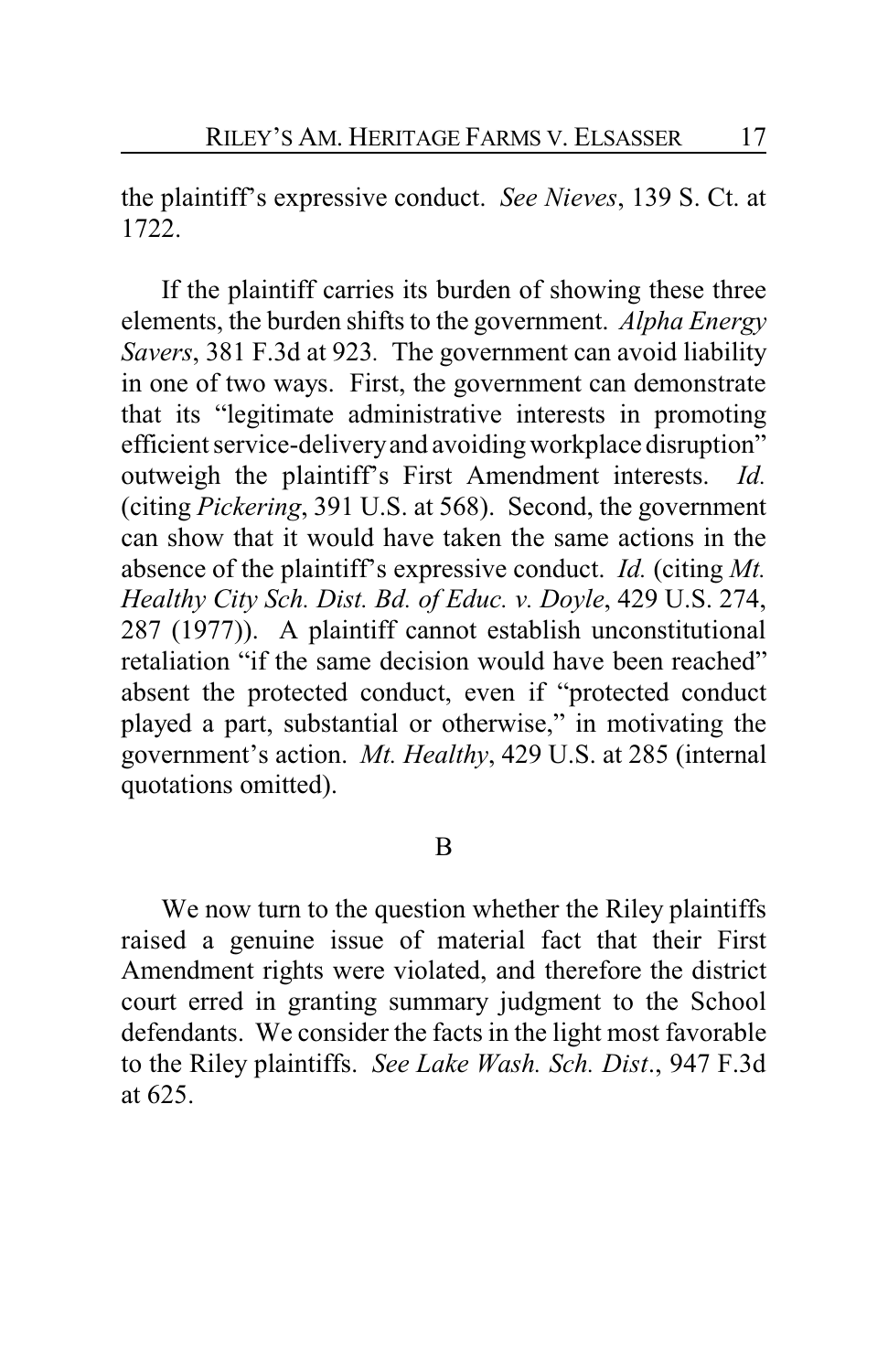the plaintiff's expressive conduct. *See Nieves*, 139 S. Ct. at 1722.

If the plaintiff carries its burden of showing these three elements, the burden shifts to the government. *Alpha Energy Savers*, 381 F.3d at 923. The government can avoid liability in one of two ways. First, the government can demonstrate that its "legitimate administrative interests in promoting efficient service-delivery and avoiding workplace disruption" outweigh the plaintiff's First Amendment interests. *Id.* (citing *Pickering*, 391 U.S. at 568). Second, the government can show that it would have taken the same actions in the absence of the plaintiff's expressive conduct. *Id.* (citing *Mt. Healthy City Sch. Dist. Bd. of Educ. v. Doyle*, 429 U.S. 274, 287 (1977)). A plaintiff cannot establish unconstitutional retaliation "if the same decision would have been reached" absent the protected conduct, even if "protected conduct played a part, substantial or otherwise," in motivating the government's action. *Mt. Healthy*, 429 U.S. at 285 (internal quotations omitted).

## B

We now turn to the question whether the Riley plaintiffs raised a genuine issue of material fact that their First Amendment rights were violated, and therefore the district court erred in granting summary judgment to the School defendants. We consider the facts in the light most favorable to the Riley plaintiffs. *See Lake Wash. Sch. Dist*., 947 F.3d at 625.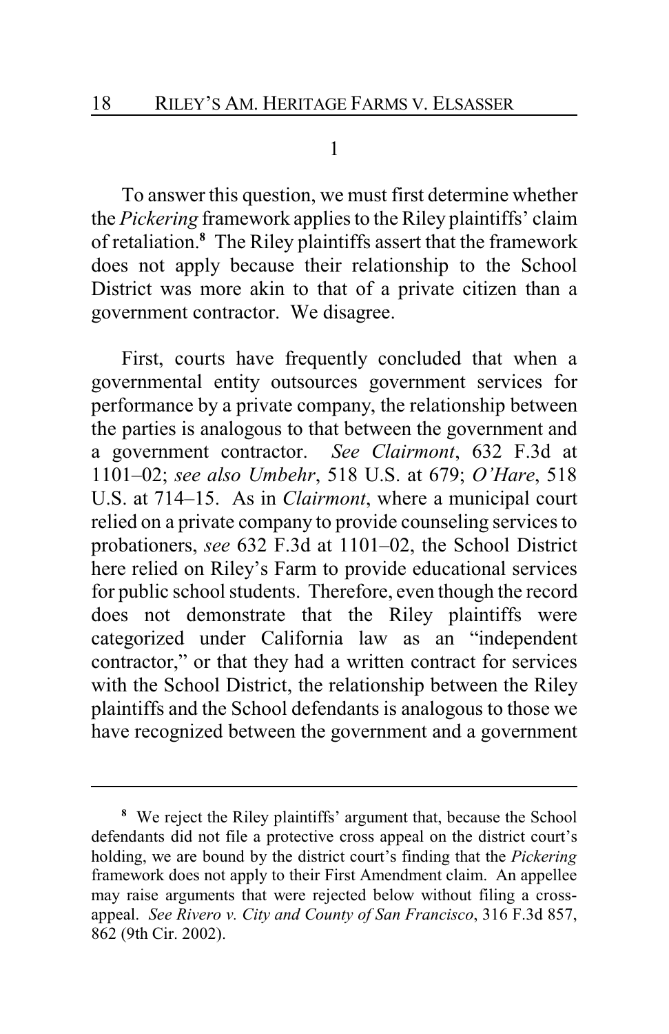1

To answer this question, we must first determine whether the *Pickering* framework applies to the Riley plaintiffs' claim of retaliation.[8] The Riley plaintiffs assert that the framework does not apply because their relationship to the School District was more akin to that of a private citizen than a government contractor. We disagree.

First, courts have frequently concluded that when a governmental entity outsources government services for performance by a private company, the relationship between the parties is analogous to that between the government and a government contractor. *See Clairmont*, 632 F.3d at 1101–02; *see also Umbehr*, 518 U.S. at 679; *O'Hare*, 518 U.S. at 714–15. As in *Clairmont*, where a municipal court relied on a private company to provide counseling services to probationers, *see* 632 F.3d at 1101–02, the School District here relied on Riley's Farm to provide educational services for public school students. Therefore, even though the record does not demonstrate that the Riley plaintiffs were categorized under California law as an "independent contractor," or that they had a written contract for services with the School District, the relationship between the Riley plaintiffs and the School defendants is analogous to those we have recognized between the government and a government

---

[8] We reject the Riley plaintiffs' argument that, because the School defendants did not file a protective cross appeal on the district court's holding, we are bound by the district court's finding that the *Pickering* framework does not apply to their First Amendment claim. An appellee may raise arguments that were rejected below without filing a cross-appeal. *See Rivero v. City and County of San Francisco*, 316 F.3d 857, 862 (9th Cir. 2002).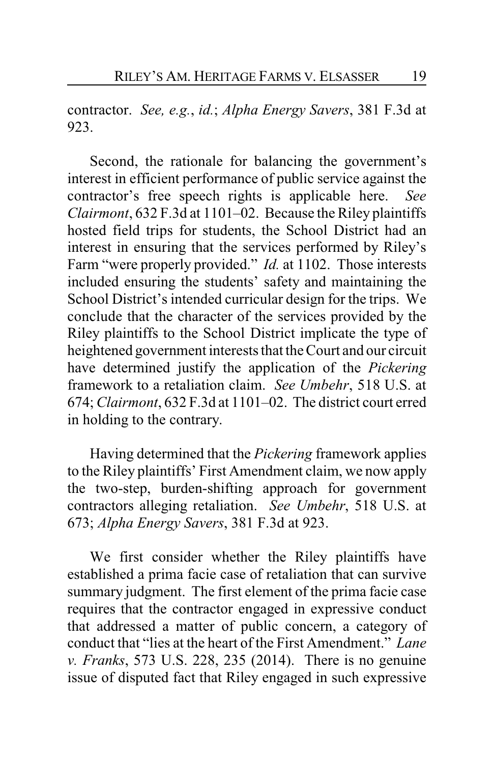contractor. *See, e.g.*, *id.*; *Alpha Energy Savers*, 381 F.3d at 923.

Second, the rationale for balancing the government's interest in efficient performance of public service against the contractor's free speech rights is applicable here. *See Clairmont*, 632 F.3d at 1101–02. Because the Riley plaintiffs hosted field trips for students, the School District had an interest in ensuring that the services performed by Riley's Farm "were properly provided." *Id.* at 1102. Those interests included ensuring the students' safety and maintaining the School District's intended curricular design for the trips. We conclude that the character of the services provided by the Riley plaintiffs to the School District implicate the type of heightened government interests that the Court and our circuit have determined justify the application of the *Pickering* framework to a retaliation claim. *See Umbehr*, 518 U.S. at 674; *Clairmont*, 632 F.3d at 1101–02. The district court erred in holding to the contrary.

Having determined that the *Pickering* framework applies to the Riley plaintiffs' First Amendment claim, we now apply the two-step, burden-shifting approach for government contractors alleging retaliation. *See Umbehr*, 518 U.S. at 673; *Alpha Energy Savers*, 381 F.3d at 923.

We first consider whether the Riley plaintiffs have established a prima facie case of retaliation that can survive summary judgment. The first element of the prima facie case requires that the contractor engaged in expressive conduct that addressed a matter of public concern, a category of conduct that "lies at the heart of the First Amendment." *Lane v. Franks*, 573 U.S. 228, 235 (2014). There is no genuine issue of disputed fact that Riley engaged in such expressive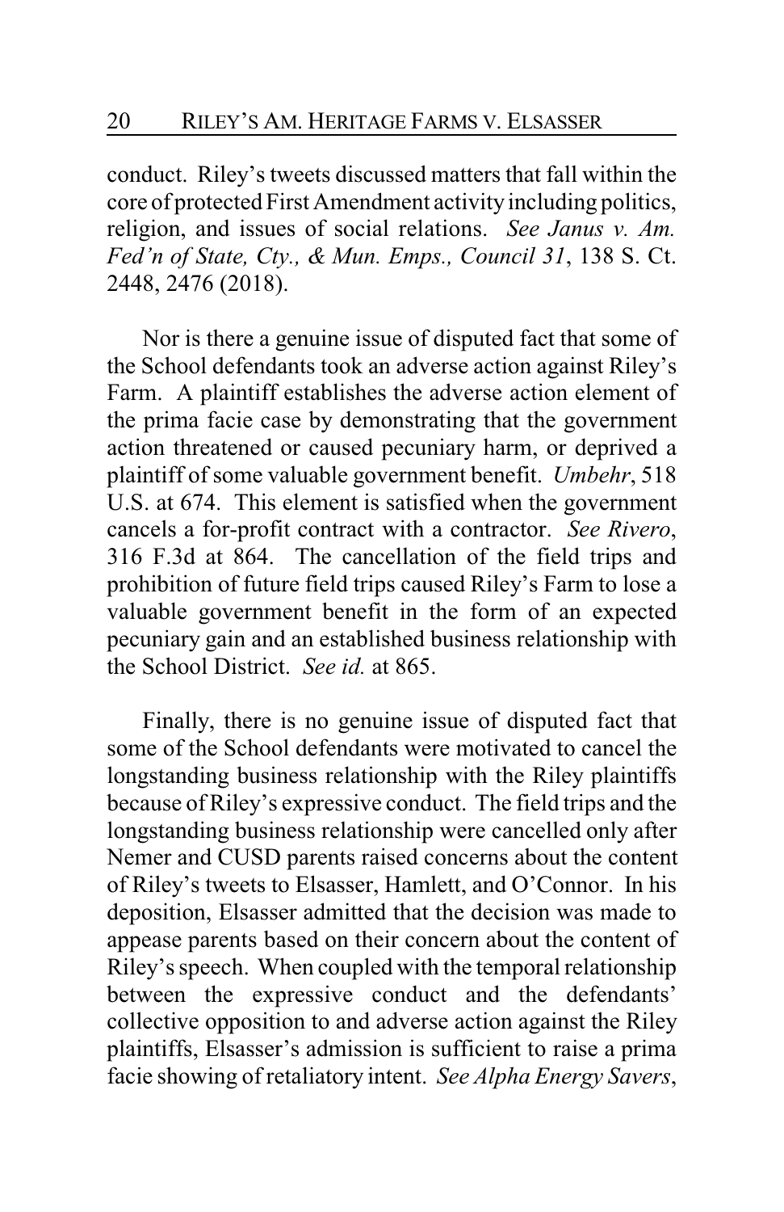conduct. Riley's tweets discussed matters that fall within the core of protected First Amendment activity including politics, religion, and issues of social relations. *See Janus v. Am. Fed'n of State, Cty., & Mun. Emps., Council 31*, 138 S. Ct. 2448, 2476 (2018).

Nor is there a genuine issue of disputed fact that some of the School defendants took an adverse action against Riley's Farm. A plaintiff establishes the adverse action element of the prima facie case by demonstrating that the government action threatened or caused pecuniary harm, or deprived a plaintiff of some valuable government benefit. *Umbehr*, 518 U.S. at 674. This element is satisfied when the government cancels a for-profit contract with a contractor. *See Rivero*, 316 F.3d at 864. The cancellation of the field trips and prohibition of future field trips caused Riley's Farm to lose a valuable government benefit in the form of an expected pecuniary gain and an established business relationship with the School District. *See id.* at 865.

Finally, there is no genuine issue of disputed fact that some of the School defendants were motivated to cancel the longstanding business relationship with the Riley plaintiffs because of Riley's expressive conduct. The field trips and the longstanding business relationship were cancelled only after Nemer and CUSD parents raised concerns about the content of Riley's tweets to Elsasser, Hamlett, and O'Connor. In his deposition, Elsasser admitted that the decision was made to appease parents based on their concern about the content of Riley's speech. When coupled with the temporal relationship between the expressive conduct and the defendants' collective opposition to and adverse action against the Riley plaintiffs, Elsasser's admission is sufficient to raise a prima facie showing of retaliatory intent. *See Alpha Energy Savers*,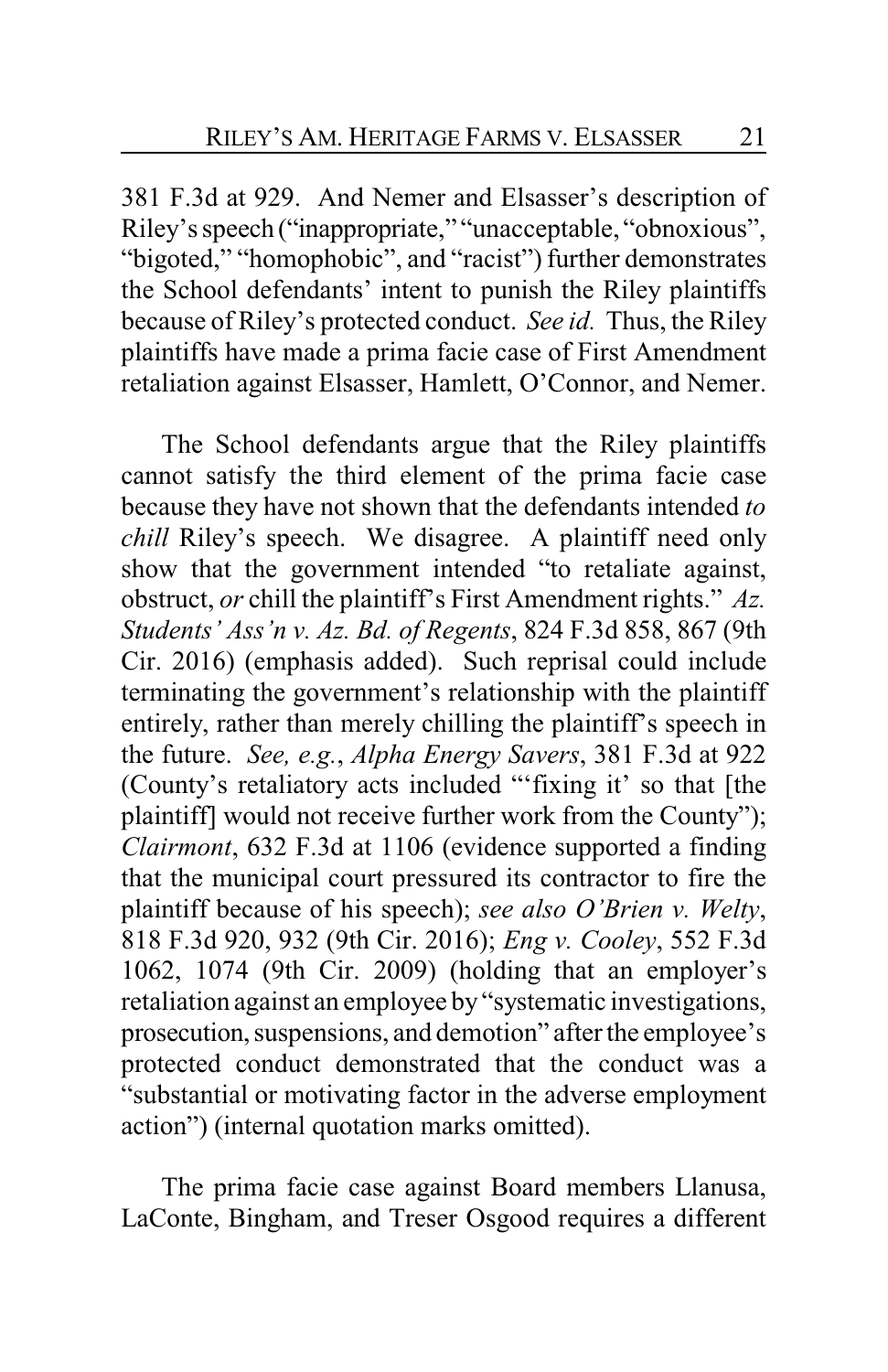381 F.3d at 929. And Nemer and Elsasser's description of Riley's speech ("inappropriate," "unacceptable, "obnoxious", "bigoted," "homophobic", and "racist") further demonstrates the School defendants' intent to punish the Riley plaintiffs because of Riley's protected conduct. *See id.* Thus, the Riley plaintiffs have made a prima facie case of First Amendment retaliation against Elsasser, Hamlett, O'Connor, and Nemer.

The School defendants argue that the Riley plaintiffs cannot satisfy the third element of the prima facie case because they have not shown that the defendants intended *to chill* Riley's speech. We disagree. A plaintiff need only show that the government intended "to retaliate against, obstruct, *or* chill the plaintiff's First Amendment rights." *Az. Students' Ass'n v. Az. Bd. of Regents*, 824 F.3d 858, 867 (9th Cir. 2016) (emphasis added). Such reprisal could include terminating the government's relationship with the plaintiff entirely, rather than merely chilling the plaintiff's speech in the future. *See, e.g.*, *Alpha Energy Savers*, 381 F.3d at 922 (County's retaliatory acts included "'fixing it' so that [the plaintiff] would not receive further work from the County"); *Clairmont*, 632 F.3d at 1106 (evidence supported a finding that the municipal court pressured its contractor to fire the plaintiff because of his speech); *see also O'Brien v. Welty*, 818 F.3d 920, 932 (9th Cir. 2016); *Eng v. Cooley*, 552 F.3d 1062, 1074 (9th Cir. 2009) (holding that an employer's retaliation against an employee by "systematic investigations, prosecution, suspensions, and demotion" after the employee's protected conduct demonstrated that the conduct was a "substantial or motivating factor in the adverse employment action") (internal quotation marks omitted).

The prima facie case against Board members Llanusa, LaConte, Bingham, and Treser Osgood requires a different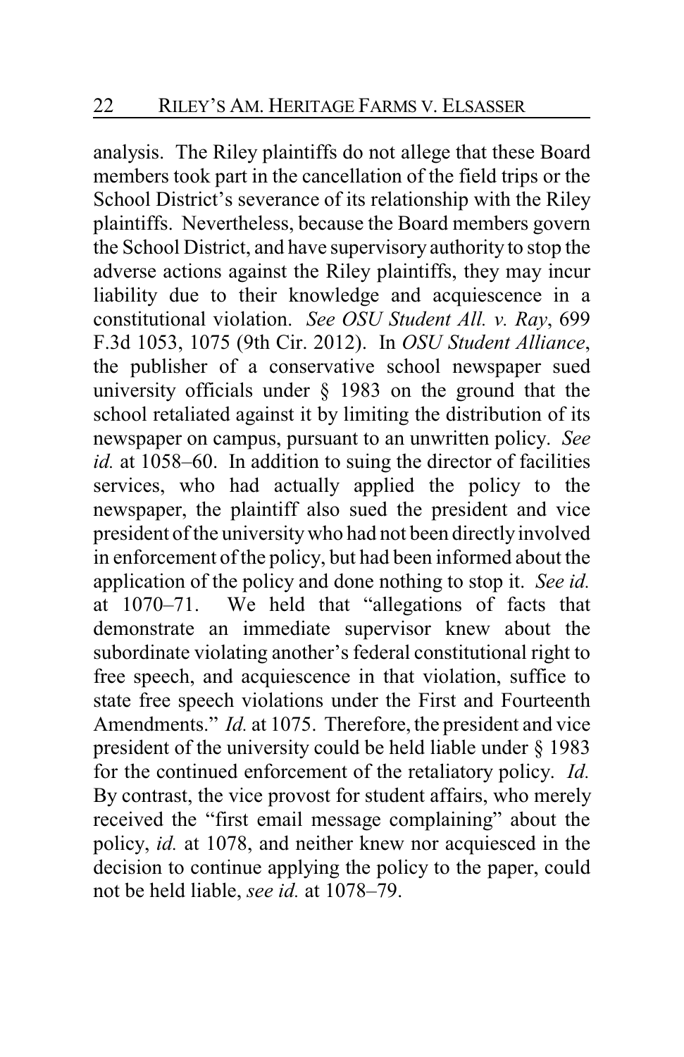analysis. The Riley plaintiffs do not allege that these Board members took part in the cancellation of the field trips or the School District's severance of its relationship with the Riley plaintiffs. Nevertheless, because the Board members govern the School District, and have supervisory authority to stop the adverse actions against the Riley plaintiffs, they may incur liability due to their knowledge and acquiescence in a constitutional violation. *See OSU Student All. v. Ray*, 699 F.3d 1053, 1075 (9th Cir. 2012). In *OSU Student Alliance*, the publisher of a conservative school newspaper sued university officials under § 1983 on the ground that the school retaliated against it by limiting the distribution of its newspaper on campus, pursuant to an unwritten policy. *See id.* at 1058–60. In addition to suing the director of facilities services, who had actually applied the policy to the newspaper, the plaintiff also sued the president and vice president of the university who had not been directly involved in enforcement of the policy, but had been informed about the application of the policy and done nothing to stop it. *See id.* at 1070–71. We held that "allegations of facts that demonstrate an immediate supervisor knew about the subordinate violating another's federal constitutional right to free speech, and acquiescence in that violation, suffice to state free speech violations under the First and Fourteenth Amendments." *Id.* at 1075. Therefore, the president and vice president of the university could be held liable under § 1983 for the continued enforcement of the retaliatory policy. *Id.* By contrast, the vice provost for student affairs, who merely received the "first email message complaining" about the policy, *id.* at 1078, and neither knew nor acquiesced in the decision to continue applying the policy to the paper, could not be held liable, *see id.* at 1078–79.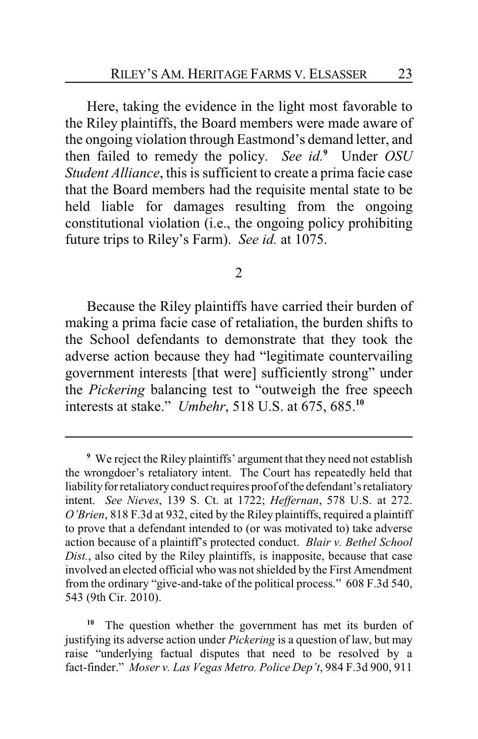Here, taking the evidence in the light most favorable to the Riley plaintiffs, the Board members were made aware of the ongoing violation through Eastmond's demand letter, and then failed to remedy the policy. *See id.*[9] Under *OSU Student Alliance*, this is sufficient to create a prima facie case that the Board members had the requisite mental state to be held liable for damages resulting from the ongoing constitutional violation (i.e., the ongoing policy prohibiting future trips to Riley's Farm). *See id.* at 1075.

2

Because the Riley plaintiffs have carried their burden of making a prima facie case of retaliation, the burden shifts to the School defendants to demonstrate that they took the adverse action because they had "legitimate countervailing government interests [that were] sufficiently strong" under the *Pickering* balancing test to "outweigh the free speech interests at stake." *Umbehr*, 518 U.S. at 675, 685.[10]

---

[9] We reject the Riley plaintiffs' argument that they need not establish the wrongdoer's retaliatory intent. The Court has repeatedly held that liability for retaliatory conduct requires proof of the defendant's retaliatory intent. *See Nieves*, 139 S. Ct. at 1722; *Heffernan*, 578 U.S. at 272. *O'Brien*, 818 F.3d at 932, cited by the Riley plaintiffs, required a plaintiff to prove that a defendant intended to (or was motivated to) take adverse action because of a plaintiff's protected conduct. *Blair v. Bethel School Dist.*, also cited by the Riley plaintiffs, is inapposite, because that case involved an elected official who was not shielded by the First Amendment from the ordinary "give-and-take of the political process." 608 F.3d 540, 543 (9th Cir. 2010).

[10] The question whether the government has met its burden of justifying its adverse action under *Pickering* is a question of law, but may raise "underlying factual disputes that need to be resolved by a fact-finder." *Moser v. Las Vegas Metro. Police Dep't*, 984 F.3d 900, 911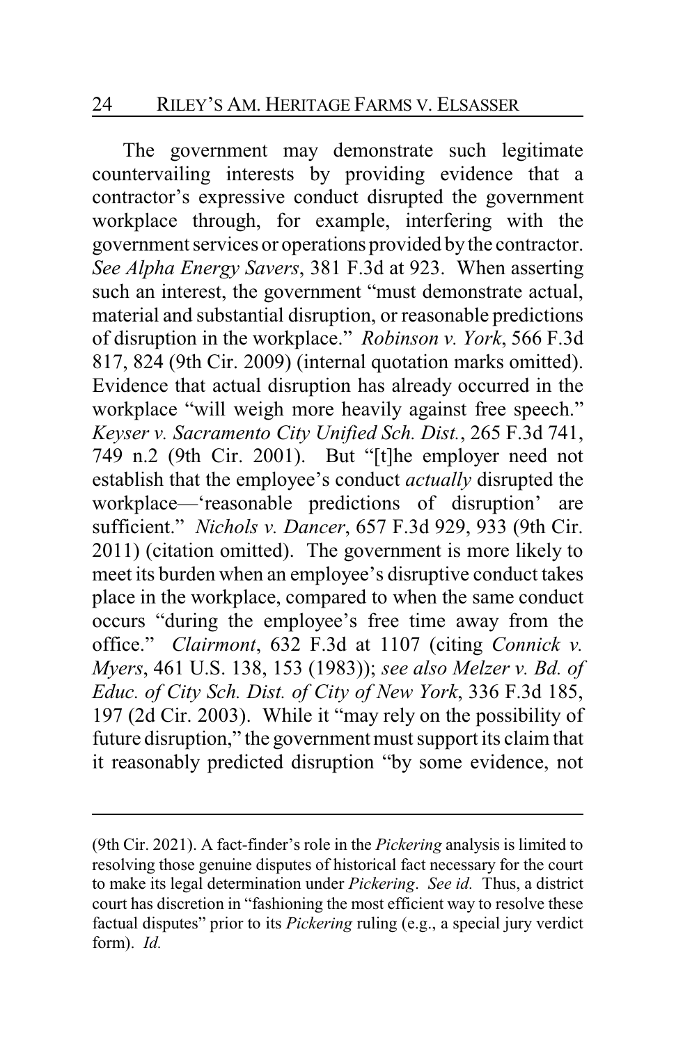The government may demonstrate such legitimate countervailing interests by providing evidence that a contractor's expressive conduct disrupted the government workplace through, for example, interfering with the government services or operations provided by the contractor. *See Alpha Energy Savers*, 381 F.3d at 923. When asserting such an interest, the government "must demonstrate actual, material and substantial disruption, or reasonable predictions of disruption in the workplace." *Robinson v. York*, 566 F.3d 817, 824 (9th Cir. 2009) (internal quotation marks omitted). Evidence that actual disruption has already occurred in the workplace "will weigh more heavily against free speech." *Keyser v. Sacramento City Unified Sch. Dist.*, 265 F.3d 741, 749 n.2 (9th Cir. 2001). But "[t]he employer need not establish that the employee's conduct *actually* disrupted the workplace—'reasonable predictions of disruption' are sufficient." *Nichols v. Dancer*, 657 F.3d 929, 933 (9th Cir. 2011) (citation omitted). The government is more likely to meet its burden when an employee's disruptive conduct takes place in the workplace, compared to when the same conduct occurs "during the employee's free time away from the office." *Clairmont*, 632 F.3d at 1107 (citing *Connick v. Myers*, 461 U.S. 138, 153 (1983)); *see also Melzer v. Bd. of Educ. of City Sch. Dist. of City of New York*, 336 F.3d 185, 197 (2d Cir. 2003). While it "may rely on the possibility of future disruption," the government must support its claim that it reasonably predicted disruption "by some evidence, not

---

(9th Cir. 2021). A fact-finder's role in the *Pickering* analysis is limited to resolving those genuine disputes of historical fact necessary for the court to make its legal determination under *Pickering*. *See id.* Thus, a district court has discretion in "fashioning the most efficient way to resolve these factual disputes" prior to its *Pickering* ruling (e.g., a special jury verdict form). *Id.*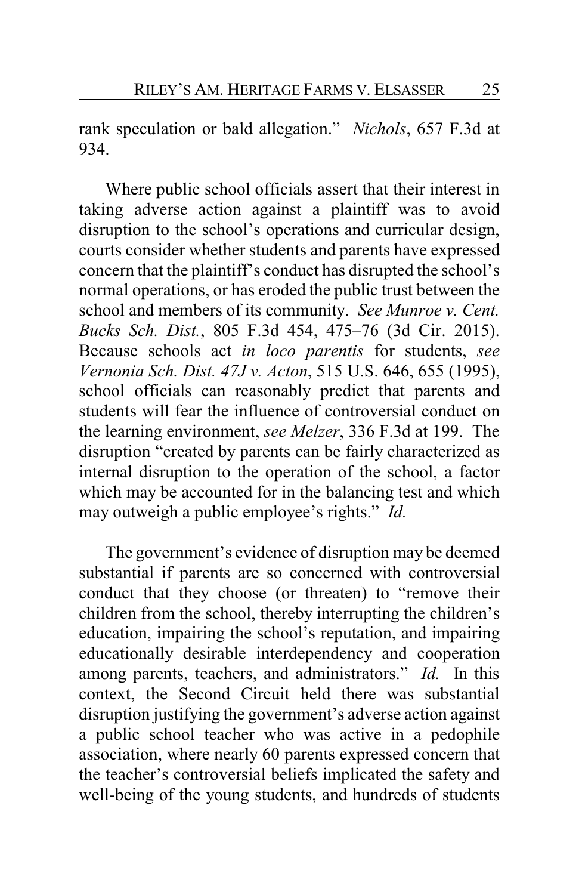rank speculation or bald allegation." *Nichols*, 657 F.3d at 934.

Where public school officials assert that their interest in taking adverse action against a plaintiff was to avoid disruption to the school's operations and curricular design, courts consider whether students and parents have expressed concern that the plaintiff's conduct has disrupted the school's normal operations, or has eroded the public trust between the school and members of its community. *See Munroe v. Cent. Bucks Sch. Dist.*, 805 F.3d 454, 475–76 (3d Cir. 2015). Because schools act *in loco parentis* for students, *see Vernonia Sch. Dist. 47J v. Acton*, 515 U.S. 646, 655 (1995), school officials can reasonably predict that parents and students will fear the influence of controversial conduct on the learning environment, *see Melzer*, 336 F.3d at 199. The disruption "created by parents can be fairly characterized as internal disruption to the operation of the school, a factor which may be accounted for in the balancing test and which may outweigh a public employee's rights." *Id.*

The government's evidence of disruption may be deemed substantial if parents are so concerned with controversial conduct that they choose (or threaten) to "remove their children from the school, thereby interrupting the children's education, impairing the school's reputation, and impairing educationally desirable interdependency and cooperation among parents, teachers, and administrators." *Id.* In this context, the Second Circuit held there was substantial disruption justifying the government's adverse action against a public school teacher who was active in a pedophile association, where nearly 60 parents expressed concern that the teacher's controversial beliefs implicated the safety and well-being of the young students, and hundreds of students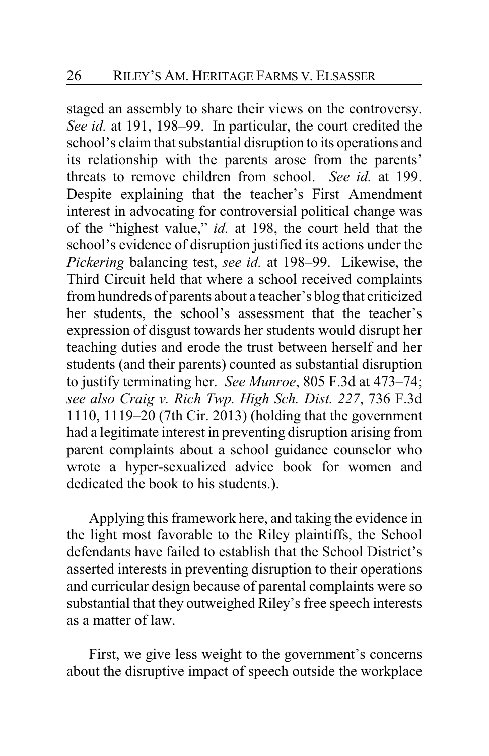staged an assembly to share their views on the controversy. *See id.* at 191, 198–99. In particular, the court credited the school's claim that substantial disruption to its operations and its relationship with the parents arose from the parents' threats to remove children from school. *See id.* at 199. Despite explaining that the teacher's First Amendment interest in advocating for controversial political change was of the "highest value," *id.* at 198, the court held that the school's evidence of disruption justified its actions under the *Pickering* balancing test, *see id.* at 198–99. Likewise, the Third Circuit held that where a school received complaints from hundreds of parents about a teacher's blog that criticized her students, the school's assessment that the teacher's expression of disgust towards her students would disrupt her teaching duties and erode the trust between herself and her students (and their parents) counted as substantial disruption to justify terminating her. *See Munroe*, 805 F.3d at 473–74; *see also Craig v. Rich Twp. High Sch. Dist. 227*, 736 F.3d 1110, 1119–20 (7th Cir. 2013) (holding that the government had a legitimate interest in preventing disruption arising from parent complaints about a school guidance counselor who wrote a hyper-sexualized advice book for women and dedicated the book to his students.).

Applying this framework here, and taking the evidence in the light most favorable to the Riley plaintiffs, the School defendants have failed to establish that the School District's asserted interests in preventing disruption to their operations and curricular design because of parental complaints were so substantial that they outweighed Riley's free speech interests as a matter of law.

First, we give less weight to the government's concerns about the disruptive impact of speech outside the workplace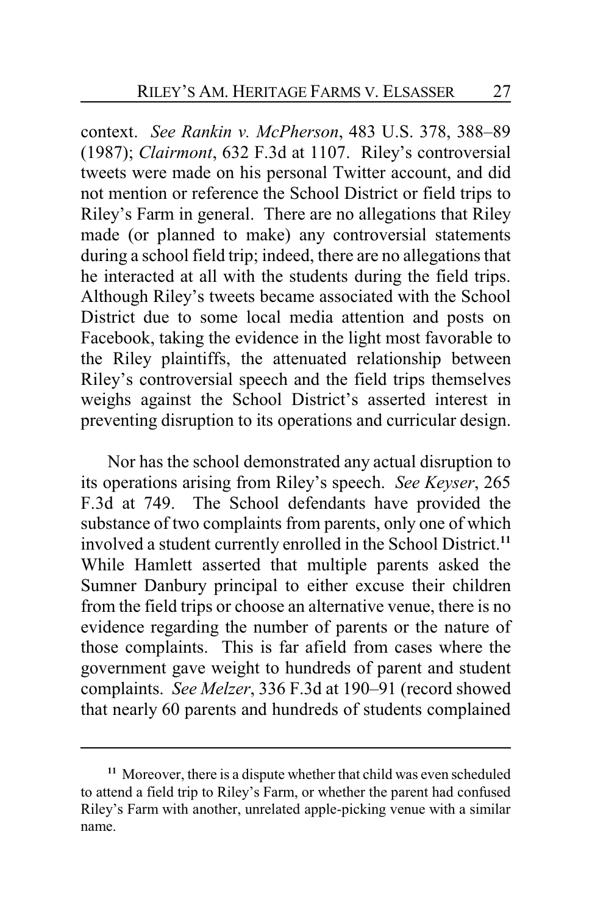context. *See Rankin v. McPherson*, 483 U.S. 378, 388–89 (1987); *Clairmont*, 632 F.3d at 1107. Riley's controversial tweets were made on his personal Twitter account, and did not mention or reference the School District or field trips to Riley's Farm in general. There are no allegations that Riley made (or planned to make) any controversial statements during a school field trip; indeed, there are no allegations that he interacted at all with the students during the field trips. Although Riley's tweets became associated with the School District due to some local media attention and posts on Facebook, taking the evidence in the light most favorable to the Riley plaintiffs, the attenuated relationship between Riley's controversial speech and the field trips themselves weighs against the School District's asserted interest in preventing disruption to its operations and curricular design.

Nor has the school demonstrated any actual disruption to its operations arising from Riley's speech. *See Keyser*, 265 F.3d at 749. The School defendants have provided the substance of two complaints from parents, only one of which involved a student currently enrolled in the School District.[11] While Hamlett asserted that multiple parents asked the Sumner Danbury principal to either excuse their children from the field trips or choose an alternative venue, there is no evidence regarding the number of parents or the nature of those complaints. This is far afield from cases where the government gave weight to hundreds of parent and student complaints. *See Melzer*, 336 F.3d at 190–91 (record showed that nearly 60 parents and hundreds of students complained

---

[11] Moreover, there is a dispute whether that child was even scheduled to attend a field trip to Riley's Farm, or whether the parent had confused Riley's Farm with another, unrelated apple-picking venue with a similar name.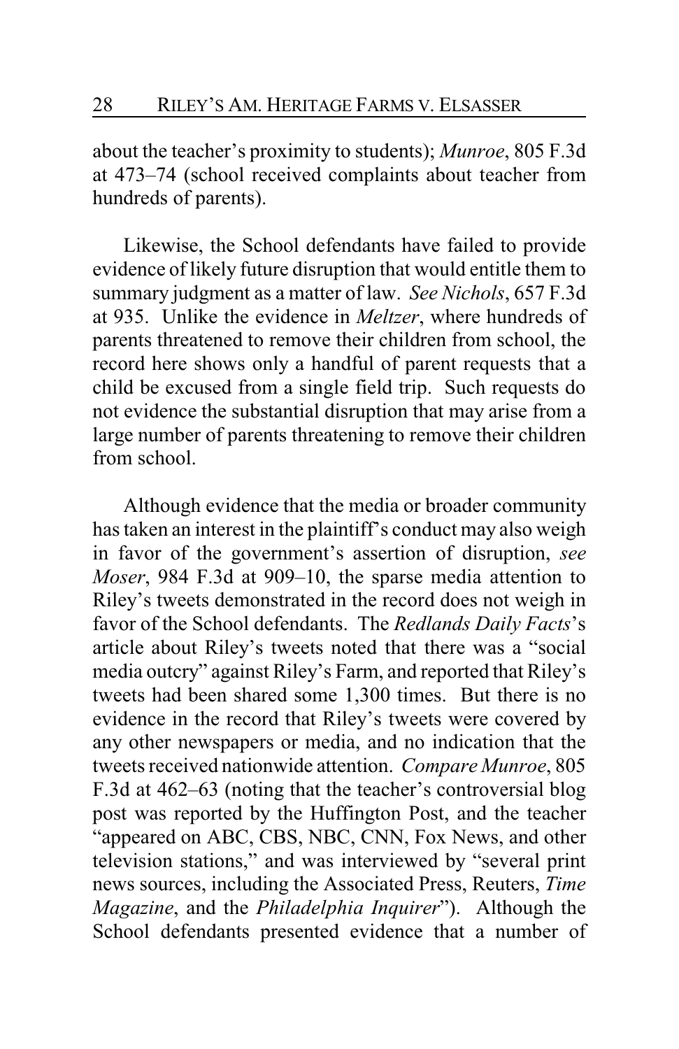about the teacher's proximity to students); *Munroe*, 805 F.3d at 473–74 (school received complaints about teacher from hundreds of parents).

Likewise, the School defendants have failed to provide evidence of likely future disruption that would entitle them to summary judgment as a matter of law. *See Nichols*, 657 F.3d at 935. Unlike the evidence in *Meltzer*, where hundreds of parents threatened to remove their children from school, the record here shows only a handful of parent requests that a child be excused from a single field trip. Such requests do not evidence the substantial disruption that may arise from a large number of parents threatening to remove their children from school.

Although evidence that the media or broader community has taken an interest in the plaintiff's conduct may also weigh in favor of the government's assertion of disruption, *see Moser*, 984 F.3d at 909–10, the sparse media attention to Riley's tweets demonstrated in the record does not weigh in favor of the School defendants. The *Redlands Daily Facts*'s article about Riley's tweets noted that there was a "social media outcry" against Riley's Farm, and reported that Riley's tweets had been shared some 1,300 times. But there is no evidence in the record that Riley's tweets were covered by any other newspapers or media, and no indication that the tweets received nationwide attention. *Compare Munroe*, 805 F.3d at 462–63 (noting that the teacher's controversial blog post was reported by the Huffington Post, and the teacher "appeared on ABC, CBS, NBC, CNN, Fox News, and other television stations," and was interviewed by "several print news sources, including the Associated Press, Reuters, *Time Magazine*, and the *Philadelphia Inquirer*"). Although the School defendants presented evidence that a number of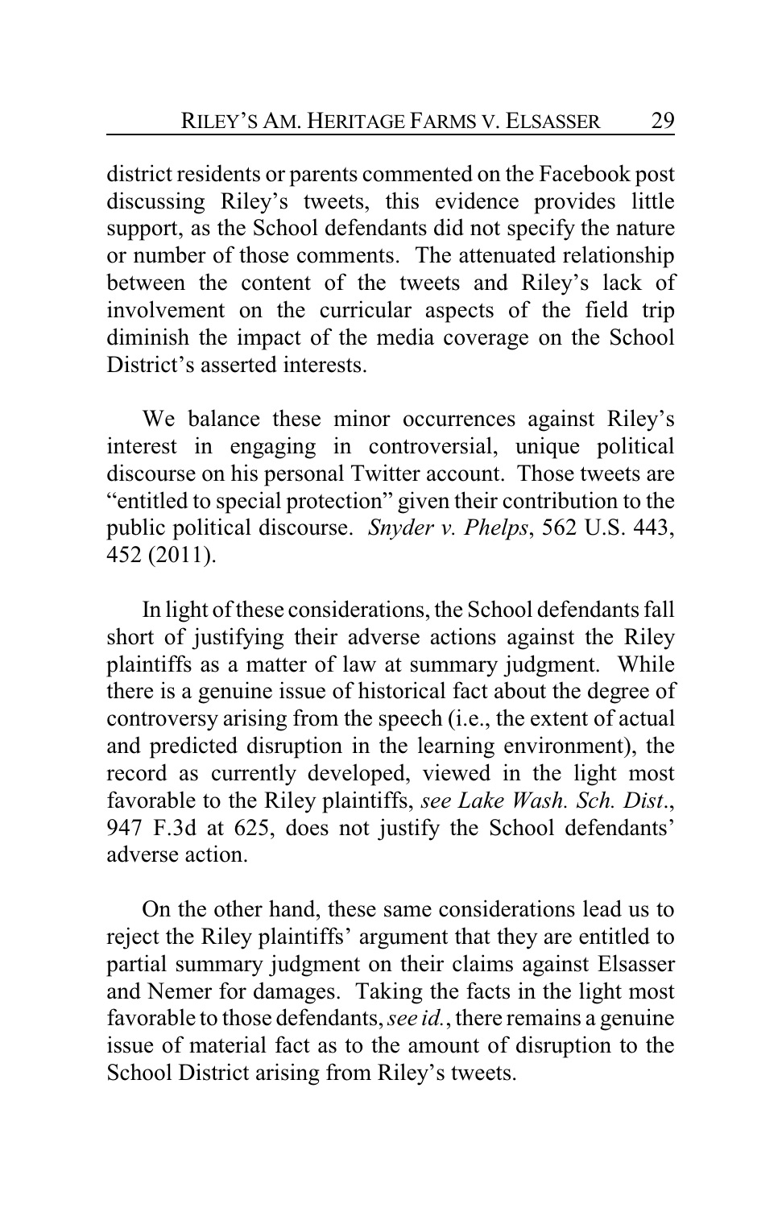district residents or parents commented on the Facebook post discussing Riley's tweets, this evidence provides little support, as the School defendants did not specify the nature or number of those comments. The attenuated relationship between the content of the tweets and Riley's lack of involvement on the curricular aspects of the field trip diminish the impact of the media coverage on the School District's asserted interests.

We balance these minor occurrences against Riley's interest in engaging in controversial, unique political discourse on his personal Twitter account. Those tweets are "entitled to special protection" given their contribution to the public political discourse. *Snyder v. Phelps*, 562 U.S. 443, 452 (2011).

In light of these considerations, the School defendants fall short of justifying their adverse actions against the Riley plaintiffs as a matter of law at summary judgment. While there is a genuine issue of historical fact about the degree of controversy arising from the speech (i.e., the extent of actual and predicted disruption in the learning environment), the record as currently developed, viewed in the light most favorable to the Riley plaintiffs, *see Lake Wash. Sch. Dist*., 947 F.3d at 625, does not justify the School defendants' adverse action.

On the other hand, these same considerations lead us to reject the Riley plaintiffs' argument that they are entitled to partial summary judgment on their claims against Elsasser and Nemer for damages. Taking the facts in the light most favorable to those defendants, *see id.*, there remains a genuine issue of material fact as to the amount of disruption to the School District arising from Riley's tweets.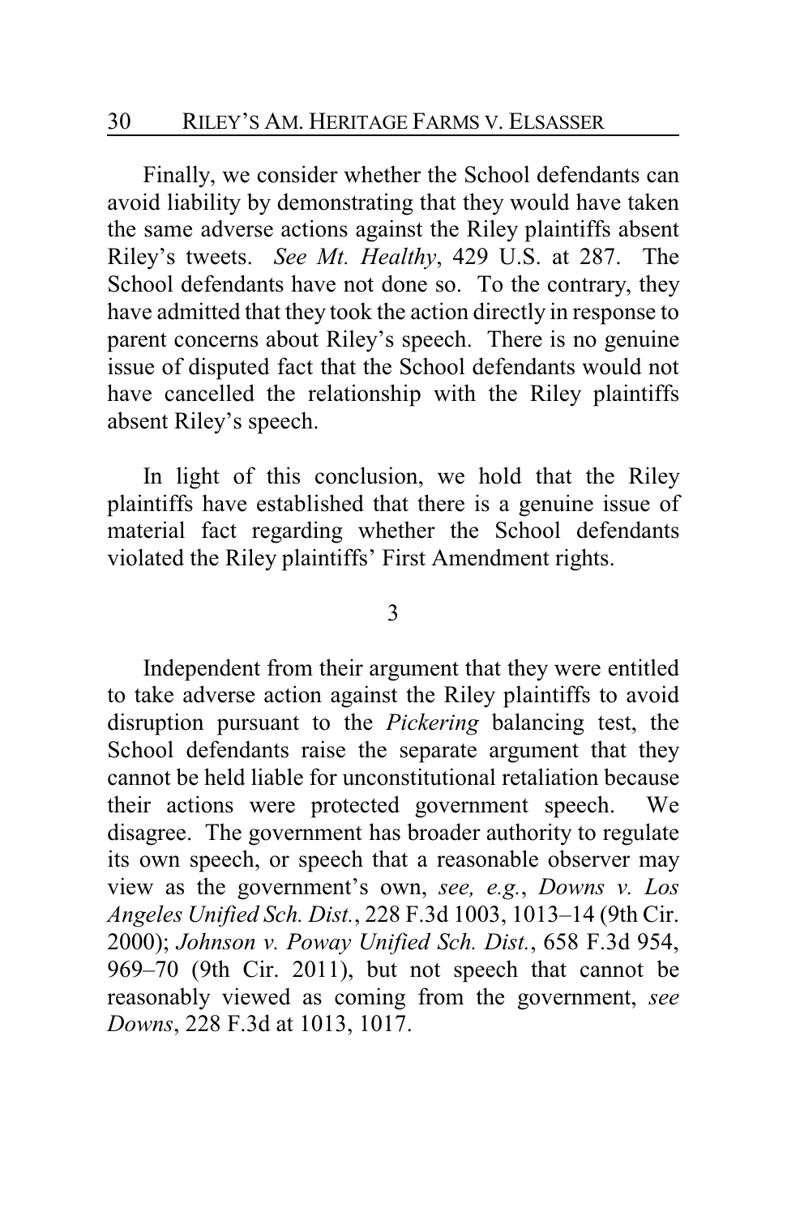Finally, we consider whether the School defendants can avoid liability by demonstrating that they would have taken the same adverse actions against the Riley plaintiffs absent Riley's tweets. *See Mt. Healthy*, 429 U.S. at 287. The School defendants have not done so. To the contrary, they have admitted that they took the action directly in response to parent concerns about Riley's speech. There is no genuine issue of disputed fact that the School defendants would not have cancelled the relationship with the Riley plaintiffs absent Riley's speech.

In light of this conclusion, we hold that the Riley plaintiffs have established that there is a genuine issue of material fact regarding whether the School defendants violated the Riley plaintiffs' First Amendment rights.

3

Independent from their argument that they were entitled to take adverse action against the Riley plaintiffs to avoid disruption pursuant to the *Pickering* balancing test, the School defendants raise the separate argument that they cannot be held liable for unconstitutional retaliation because their actions were protected government speech. We disagree. The government has broader authority to regulate its own speech, or speech that a reasonable observer may view as the government's own, *see, e.g.*, *Downs v. Los Angeles Unified Sch. Dist.*, 228 F.3d 1003, 1013–14 (9th Cir. 2000); *Johnson v. Poway Unified Sch. Dist.*, 658 F.3d 954, 969–70 (9th Cir. 2011), but not speech that cannot be reasonably viewed as coming from the government, *see Downs*, 228 F.3d at 1013, 1017.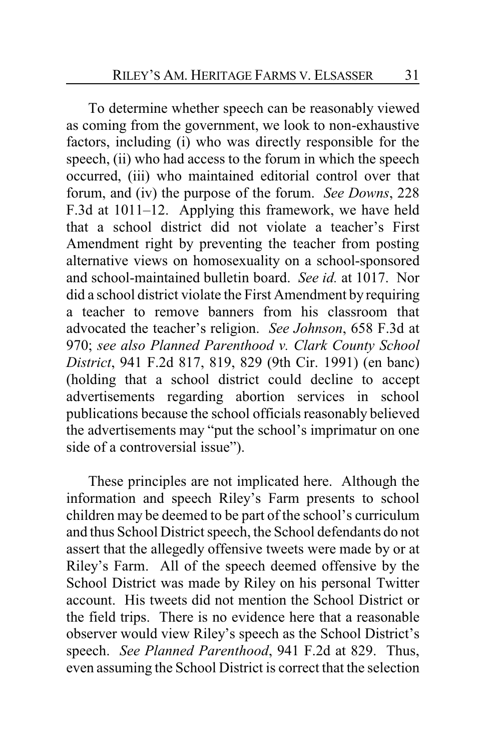To determine whether speech can be reasonably viewed as coming from the government, we look to non-exhaustive factors, including (i) who was directly responsible for the speech, (ii) who had access to the forum in which the speech occurred, (iii) who maintained editorial control over that forum, and (iv) the purpose of the forum. *See Downs*, 228 F.3d at 1011–12. Applying this framework, we have held that a school district did not violate a teacher's First Amendment right by preventing the teacher from posting alternative views on homosexuality on a school-sponsored and school-maintained bulletin board. *See id.* at 1017. Nor did a school district violate the First Amendment by requiring a teacher to remove banners from his classroom that advocated the teacher's religion. *See Johnson*, 658 F.3d at 970; *see also Planned Parenthood v. Clark County School District*, 941 F.2d 817, 819, 829 (9th Cir. 1991) (en banc) (holding that a school district could decline to accept advertisements regarding abortion services in school publications because the school officials reasonably believed the advertisements may "put the school's imprimatur on one side of a controversial issue").

These principles are not implicated here. Although the information and speech Riley's Farm presents to school children may be deemed to be part of the school's curriculum and thus School District speech, the School defendants do not assert that the allegedly offensive tweets were made by or at Riley's Farm. All of the speech deemed offensive by the School District was made by Riley on his personal Twitter account. His tweets did not mention the School District or the field trips. There is no evidence here that a reasonable observer would view Riley's speech as the School District's speech. *See Planned Parenthood*, 941 F.2d at 829. Thus, even assuming the School District is correct that the selection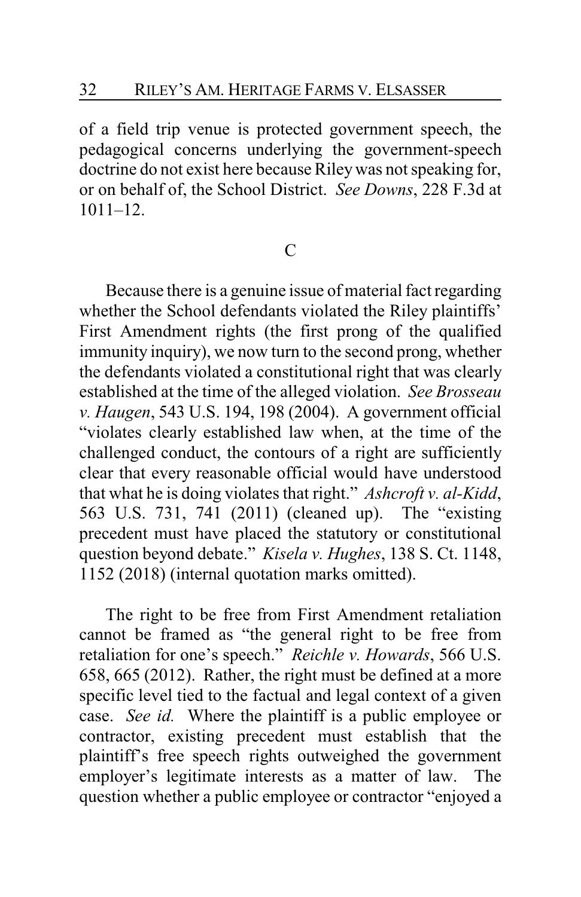of a field trip venue is protected government speech, the pedagogical concerns underlying the government-speech doctrine do not exist here because Riley was not speaking for, or on behalf of, the School District. *See Downs*, 228 F.3d at 1011–12.

### C

Because there is a genuine issue of material fact regarding whether the School defendants violated the Riley plaintiffs' First Amendment rights (the first prong of the qualified immunity inquiry), we now turn to the second prong, whether the defendants violated a constitutional right that was clearly established at the time of the alleged violation. *See Brosseau v. Haugen*, 543 U.S. 194, 198 (2004). A government official "violates clearly established law when, at the time of the challenged conduct, the contours of a right are sufficiently clear that every reasonable official would have understood that what he is doing violates that right." *Ashcroft v. al-Kidd*, 563 U.S. 731, 741 (2011) (cleaned up). The "existing precedent must have placed the statutory or constitutional question beyond debate." *Kisela v. Hughes*, 138 S. Ct. 1148, 1152 (2018) (internal quotation marks omitted).

The right to be free from First Amendment retaliation cannot be framed as "the general right to be free from retaliation for one's speech." *Reichle v. Howards*, 566 U.S. 658, 665 (2012). Rather, the right must be defined at a more specific level tied to the factual and legal context of a given case. *See id.* Where the plaintiff is a public employee or contractor, existing precedent must establish that the plaintiff's free speech rights outweighed the government employer's legitimate interests as a matter of law. The question whether a public employee or contractor "enjoyed a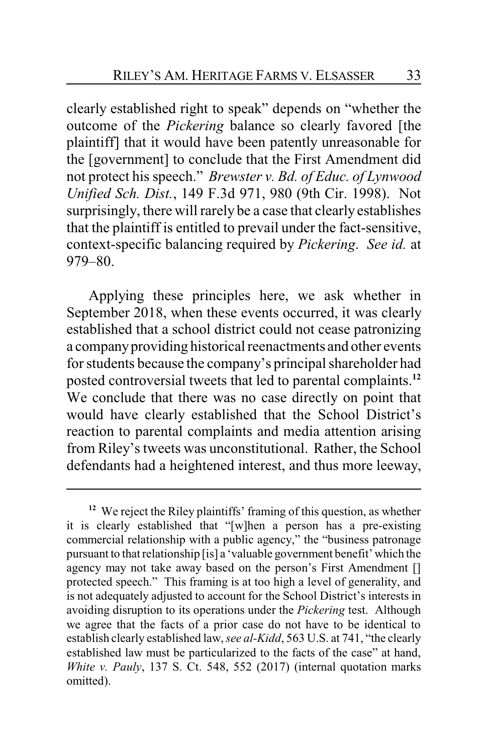clearly established right to speak" depends on "whether the outcome of the *Pickering* balance so clearly favored [the plaintiff] that it would have been patently unreasonable for the [government] to conclude that the First Amendment did not protect his speech." *Brewster v. Bd. of Educ. of Lynwood Unified Sch. Dist.*, 149 F.3d 971, 980 (9th Cir. 1998). Not surprisingly, there will rarely be a case that clearly establishes that the plaintiff is entitled to prevail under the fact-sensitive, context-specific balancing required by *Pickering*. *See id.* at 979–80.

Applying these principles here, we ask whether in September 2018, when these events occurred, it was clearly established that a school district could not cease patronizing a company providing historical reenactments and other events for students because the company's principal shareholder had posted controversial tweets that led to parental complaints.[12] We conclude that there was no case directly on point that would have clearly established that the School District's reaction to parental complaints and media attention arising from Riley's tweets was unconstitutional. Rather, the School defendants had a heightened interest, and thus more leeway,

---

[12] We reject the Riley plaintiffs' framing of this question, as whether it is clearly established that "[w]hen a person has a pre-existing commercial relationship with a public agency," the "business patronage pursuant to that relationship [is] a 'valuable government benefit' which the agency may not take away based on the person's First Amendment [] protected speech." This framing is at too high a level of generality, and is not adequately adjusted to account for the School District's interests in avoiding disruption to its operations under the *Pickering* test. Although we agree that the facts of a prior case do not have to be identical to establish clearly established law, *see al-Kidd*, 563 U.S. at 741, "the clearly established law must be particularized to the facts of the case" at hand, *White v. Pauly*, 137 S. Ct. 548, 552 (2017) (internal quotation marks omitted).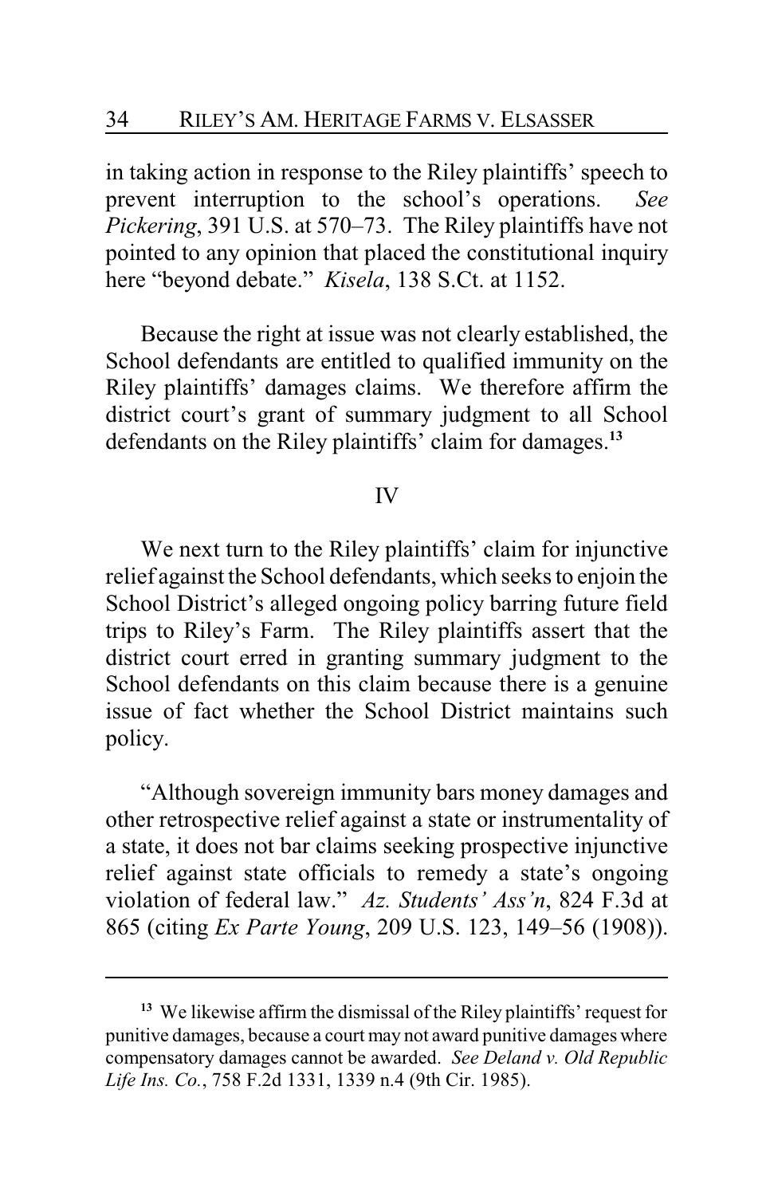in taking action in response to the Riley plaintiffs' speech to prevent interruption to the school's operations. *See Pickering*, 391 U.S. at 570–73. The Riley plaintiffs have not pointed to any opinion that placed the constitutional inquiry here "beyond debate." *Kisela*, 138 S.Ct. at 1152.

Because the right at issue was not clearly established, the School defendants are entitled to qualified immunity on the Riley plaintiffs' damages claims. We therefore affirm the district court's grant of summary judgment to all School defendants on the Riley plaintiffs' claim for damages.[13]

## IV

We next turn to the Riley plaintiffs' claim for injunctive relief against the School defendants, which seeks to enjoin the School District's alleged ongoing policy barring future field trips to Riley's Farm. The Riley plaintiffs assert that the district court erred in granting summary judgment to the School defendants on this claim because there is a genuine issue of fact whether the School District maintains such policy.

"Although sovereign immunity bars money damages and other retrospective relief against a state or instrumentality of a state, it does not bar claims seeking prospective injunctive relief against state officials to remedy a state's ongoing violation of federal law." *Az. Students' Ass'n*, 824 F.3d at 865 (citing *Ex Parte Young*, 209 U.S. 123, 149–56 (1908)).

---

[13] We likewise affirm the dismissal of the Riley plaintiffs' request for punitive damages, because a court may not award punitive damages where compensatory damages cannot be awarded. *See Deland v. Old Republic Life Ins. Co.*, 758 F.2d 1331, 1339 n.4 (9th Cir. 1985).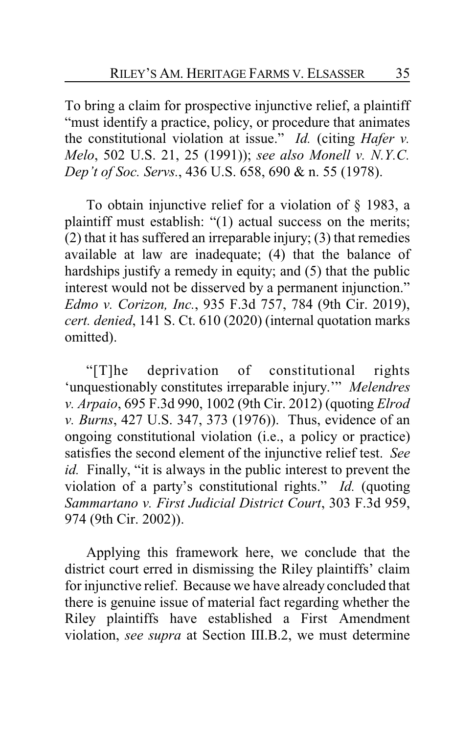To bring a claim for prospective injunctive relief, a plaintiff "must identify a practice, policy, or procedure that animates the constitutional violation at issue." *Id.* (citing *Hafer v. Melo*, 502 U.S. 21, 25 (1991)); *see also Monell v. N.Y.C. Dep't of Soc. Servs.*, 436 U.S. 658, 690 & n. 55 (1978).

To obtain injunctive relief for a violation of § 1983, a plaintiff must establish: "(1) actual success on the merits; (2) that it has suffered an irreparable injury; (3) that remedies available at law are inadequate; (4) that the balance of hardships justify a remedy in equity; and (5) that the public interest would not be disserved by a permanent injunction." *Edmo v. Corizon, Inc.*, 935 F.3d 757, 784 (9th Cir. 2019), *cert. denied*, 141 S. Ct. 610 (2020) (internal quotation marks omitted).

"[T]he deprivation of constitutional rights 'unquestionably constitutes irreparable injury.'" *Melendres v. Arpaio*, 695 F.3d 990, 1002 (9th Cir. 2012) (quoting *Elrod v. Burns*, 427 U.S. 347, 373 (1976)). Thus, evidence of an ongoing constitutional violation (i.e., a policy or practice) satisfies the second element of the injunctive relief test. *See id.* Finally, "it is always in the public interest to prevent the violation of a party's constitutional rights." *Id.* (quoting *Sammartano v. First Judicial District Court*, 303 F.3d 959, 974 (9th Cir. 2002)).

Applying this framework here, we conclude that the district court erred in dismissing the Riley plaintiffs' claim for injunctive relief. Because we have already concluded that there is genuine issue of material fact regarding whether the Riley plaintiffs have established a First Amendment violation, *see supra* at Section III.B.2, we must determine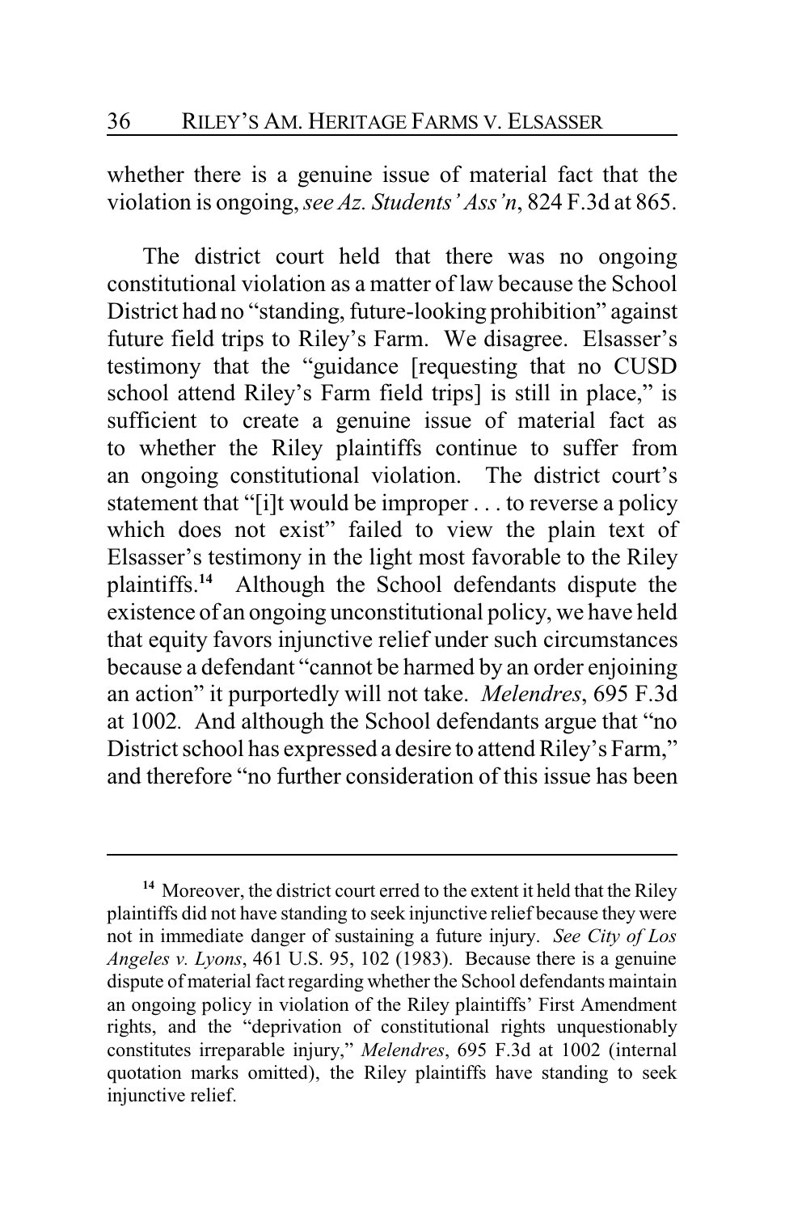whether there is a genuine issue of material fact that the violation is ongoing, *see Az. Students' Ass'n*, 824 F.3d at 865.

The district court held that there was no ongoing constitutional violation as a matter of law because the School District had no "standing, future-looking prohibition" against future field trips to Riley's Farm. We disagree. Elsasser's testimony that the "guidance [requesting that no CUSD school attend Riley's Farm field trips] is still in place," is sufficient to create a genuine issue of material fact as to whether the Riley plaintiffs continue to suffer from an ongoing constitutional violation. The district court's statement that "[i]t would be improper . . . to reverse a policy which does not exist" failed to view the plain text of Elsasser's testimony in the light most favorable to the Riley plaintiffs.[14] Although the School defendants dispute the existence of an ongoing unconstitutional policy, we have held that equity favors injunctive relief under such circumstances because a defendant "cannot be harmed by an order enjoining an action" it purportedly will not take. *Melendres*, 695 F.3d at 1002. And although the School defendants argue that "no District school has expressed a desire to attend Riley's Farm," and therefore "no further consideration of this issue has been

---

[14] Moreover, the district court erred to the extent it held that the Riley plaintiffs did not have standing to seek injunctive relief because they were not in immediate danger of sustaining a future injury. *See City of Los Angeles v. Lyons*, 461 U.S. 95, 102 (1983). Because there is a genuine dispute of material fact regarding whether the School defendants maintain an ongoing policy in violation of the Riley plaintiffs' First Amendment rights, and the "deprivation of constitutional rights unquestionably constitutes irreparable injury," *Melendres*, 695 F.3d at 1002 (internal quotation marks omitted), the Riley plaintiffs have standing to seek injunctive relief.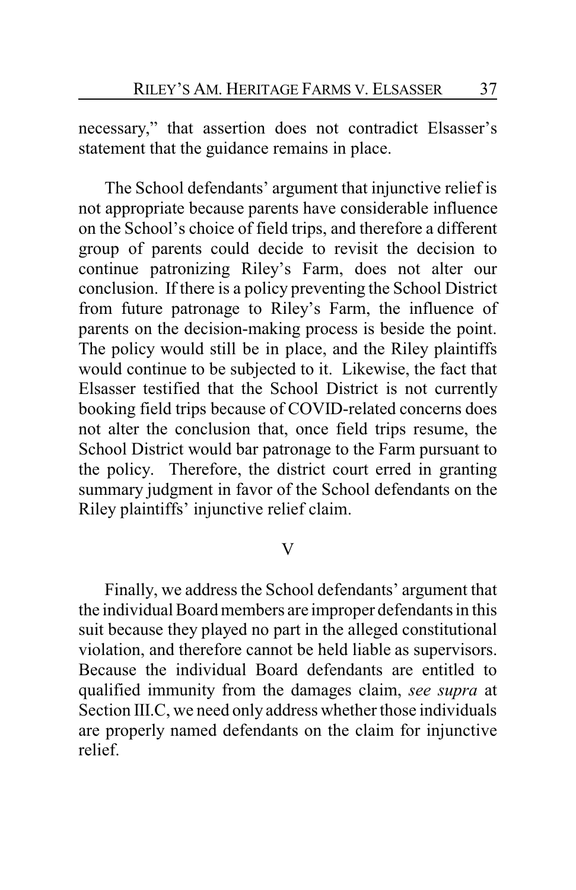necessary," that assertion does not contradict Elsasser's statement that the guidance remains in place.

The School defendants' argument that injunctive relief is not appropriate because parents have considerable influence on the School's choice of field trips, and therefore a different group of parents could decide to revisit the decision to continue patronizing Riley's Farm, does not alter our conclusion. If there is a policy preventing the School District from future patronage to Riley's Farm, the influence of parents on the decision-making process is beside the point. The policy would still be in place, and the Riley plaintiffs would continue to be subjected to it. Likewise, the fact that Elsasser testified that the School District is not currently booking field trips because of COVID-related concerns does not alter the conclusion that, once field trips resume, the School District would bar patronage to the Farm pursuant to the policy. Therefore, the district court erred in granting summary judgment in favor of the School defendants on the Riley plaintiffs' injunctive relief claim.

## V

Finally, we address the School defendants' argument that the individual Board members are improper defendants in this suit because they played no part in the alleged constitutional violation, and therefore cannot be held liable as supervisors. Because the individual Board defendants are entitled to qualified immunity from the damages claim, *see supra* at Section III.C, we need only address whether those individuals are properly named defendants on the claim for injunctive relief.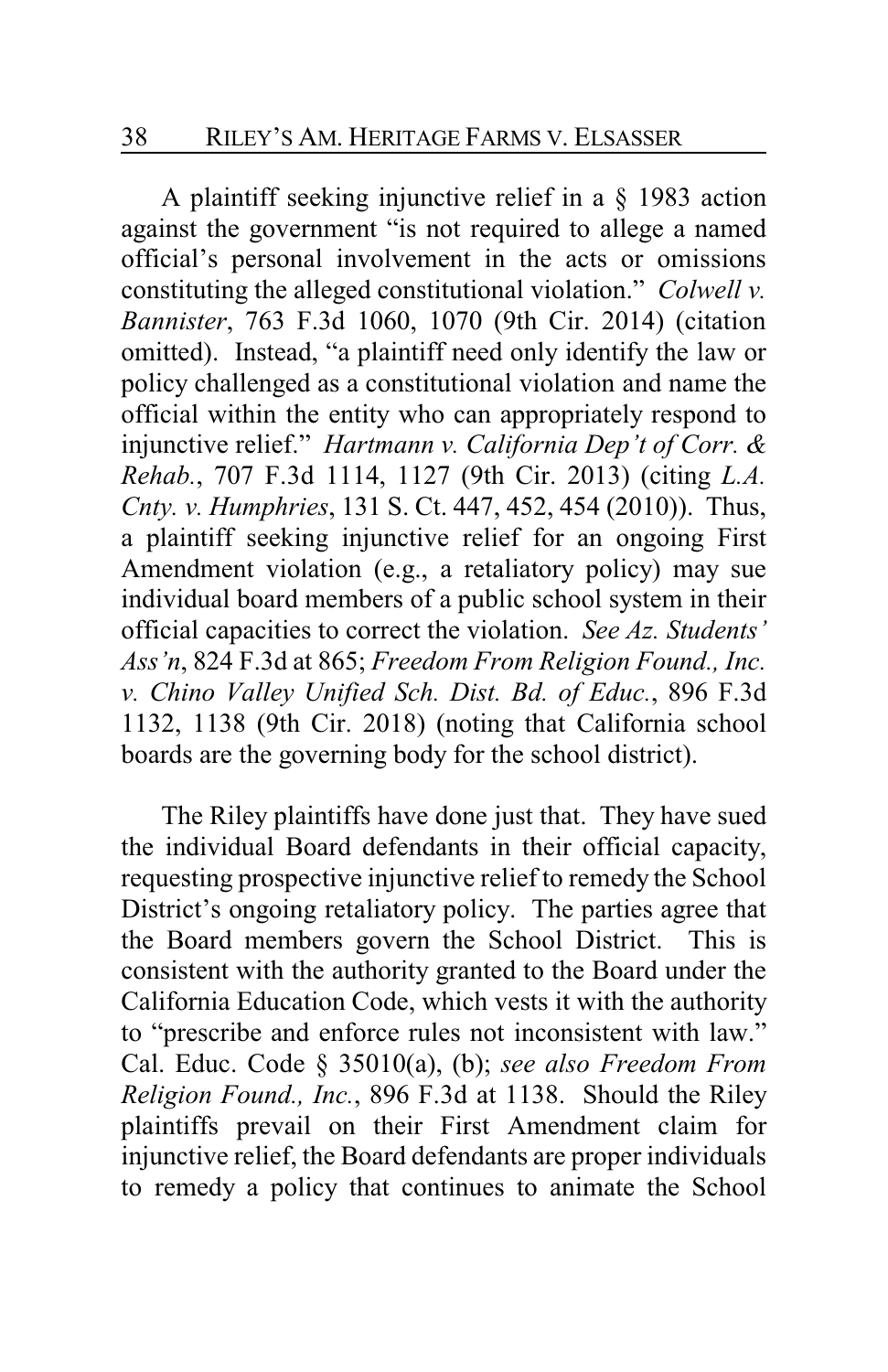A plaintiff seeking injunctive relief in a § 1983 action against the government "is not required to allege a named official's personal involvement in the acts or omissions constituting the alleged constitutional violation." *Colwell v. Bannister*, 763 F.3d 1060, 1070 (9th Cir. 2014) (citation omitted). Instead, "a plaintiff need only identify the law or policy challenged as a constitutional violation and name the official within the entity who can appropriately respond to injunctive relief." *Hartmann v. California Dep't of Corr. & Rehab.*, 707 F.3d 1114, 1127 (9th Cir. 2013) (citing *L.A. Cnty. v. Humphries*, 131 S. Ct. 447, 452, 454 (2010)). Thus, a plaintiff seeking injunctive relief for an ongoing First Amendment violation (e.g., a retaliatory policy) may sue individual board members of a public school system in their official capacities to correct the violation. *See Az. Students' Ass'n*, 824 F.3d at 865; *Freedom From Religion Found., Inc. v. Chino Valley Unified Sch. Dist. Bd. of Educ.*, 896 F.3d 1132, 1138 (9th Cir. 2018) (noting that California school boards are the governing body for the school district).

The Riley plaintiffs have done just that. They have sued the individual Board defendants in their official capacity, requesting prospective injunctive relief to remedy the School District's ongoing retaliatory policy. The parties agree that the Board members govern the School District. This is consistent with the authority granted to the Board under the California Education Code, which vests it with the authority to "prescribe and enforce rules not inconsistent with law." Cal. Educ. Code § 35010(a), (b); *see also Freedom From Religion Found., Inc.*, 896 F.3d at 1138. Should the Riley plaintiffs prevail on their First Amendment claim for injunctive relief, the Board defendants are proper individuals to remedy a policy that continues to animate the School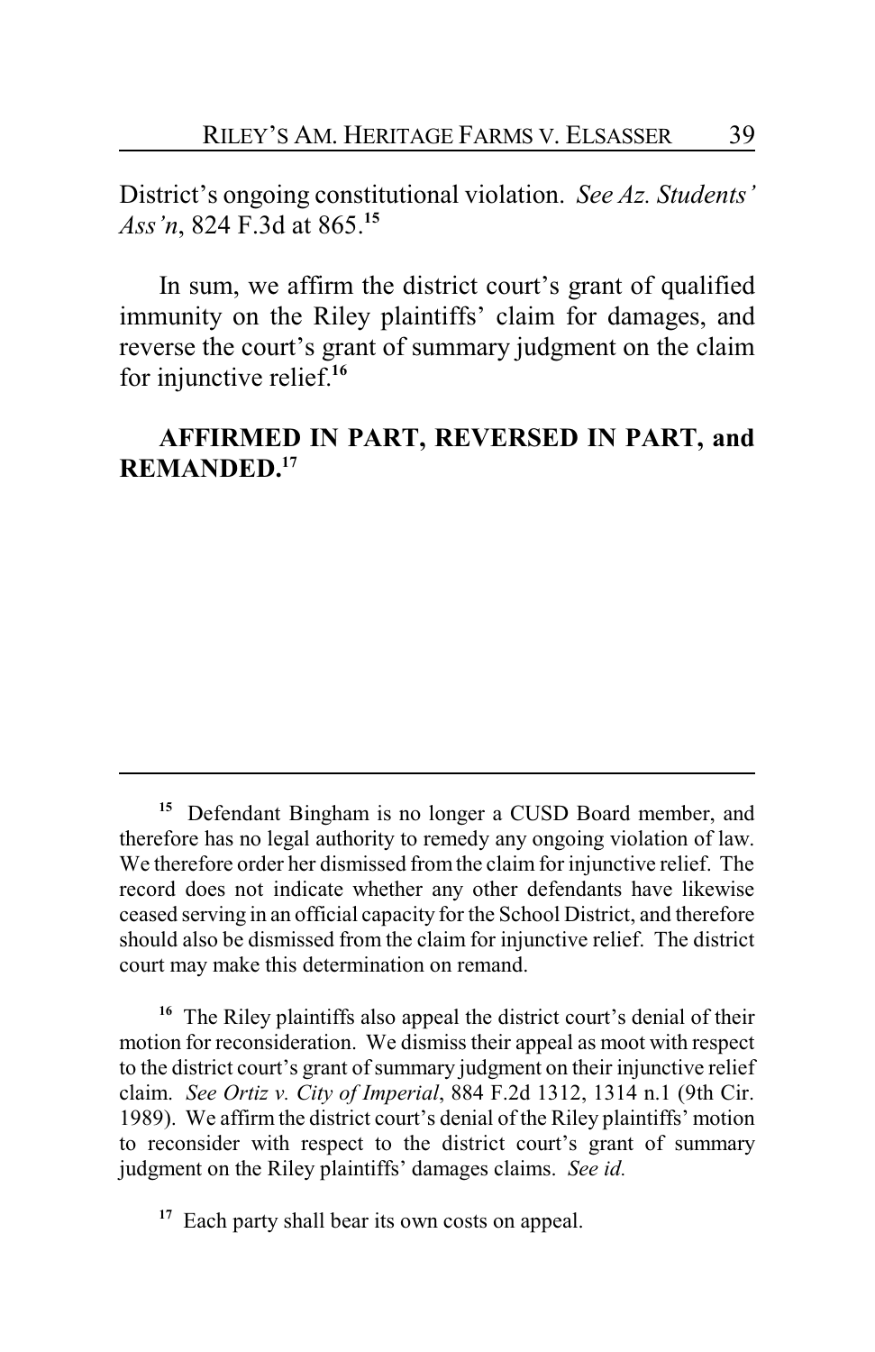District's ongoing constitutional violation. *See Az. Students' Ass'n*, 824 F.3d at 865.[15]

In sum, we affirm the district court's grant of qualified immunity on the Riley plaintiffs' claim for damages, and reverse the court's grant of summary judgment on the claim for injunctive relief.[16]

**AFFIRMED IN PART, REVERSED IN PART, and REMANDED.**[17]

---

[15] Defendant Bingham is no longer a CUSD Board member, and therefore has no legal authority to remedy any ongoing violation of law. We therefore order her dismissed from the claim for injunctive relief. The record does not indicate whether any other defendants have likewise ceased serving in an official capacity for the School District, and therefore should also be dismissed from the claim for injunctive relief. The district court may make this determination on remand.

[16] The Riley plaintiffs also appeal the district court's denial of their motion for reconsideration. We dismiss their appeal as moot with respect to the district court's grant of summary judgment on their injunctive relief claim. *See Ortiz v. City of Imperial*, 884 F.2d 1312, 1314 n.1 (9th Cir. 1989). We affirm the district court's denial of the Riley plaintiffs' motion to reconsider with respect to the district court's grant of summary judgment on the Riley plaintiffs' damages claims. *See id.*

[17] Each party shall bear its own costs on appeal.